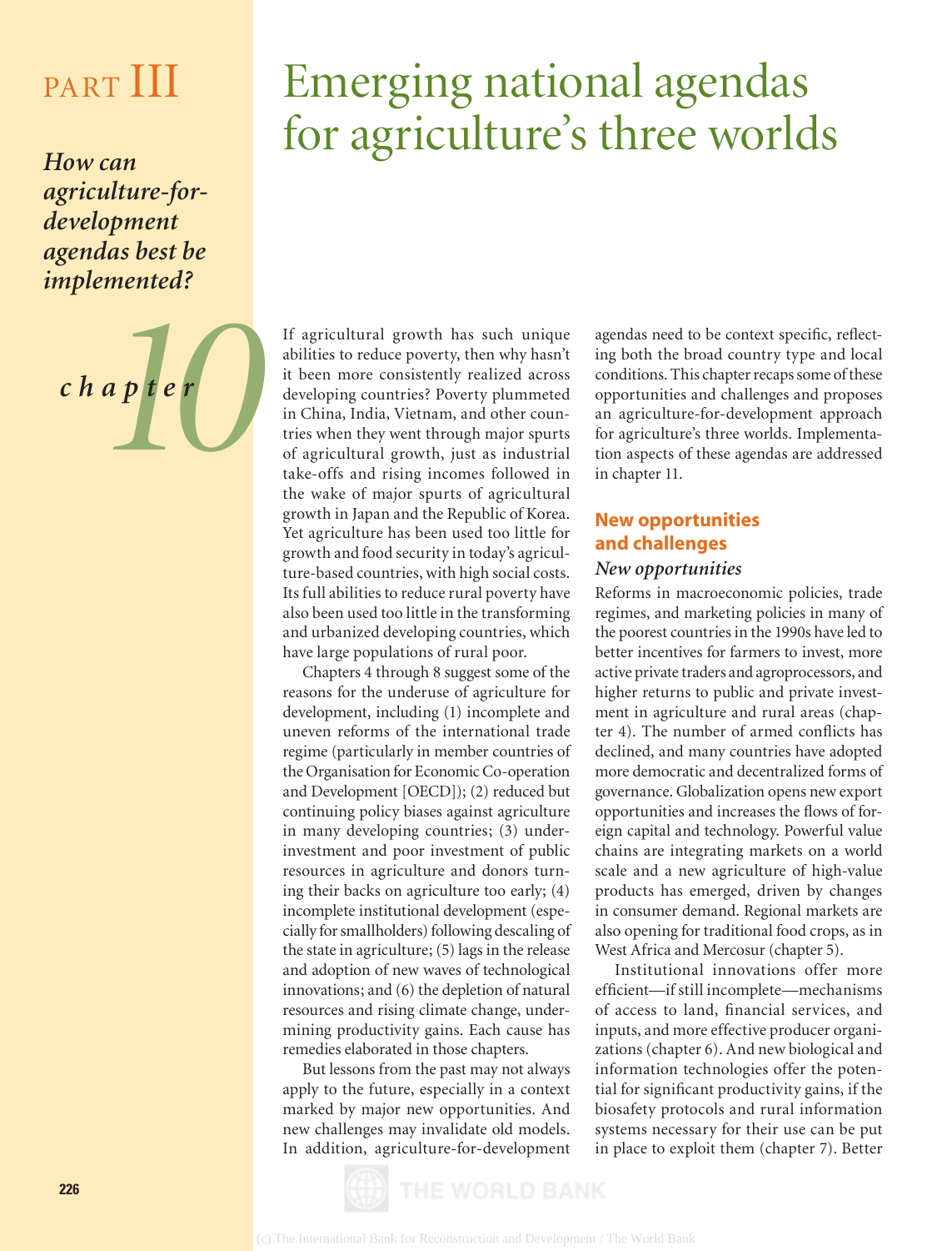# PART III

***How can agriculture-for-development agendas best be implemented?***

# chapter 10

# Emerging national agendas for agriculture's three worlds

If agricultural growth has such unique abilities to reduce poverty, then why hasn't it been more consistently realized across developing countries? Poverty plummeted in China, India, Vietnam, and other countries when they went through major spurts of agricultural growth, just as industrial take-offs and rising incomes followed in the wake of major spurts of agricultural growth in Japan and the Republic of Korea. Yet agriculture has been used too little for growth and food security in today's agriculture-based countries, with high social costs. Its full abilities to reduce rural poverty have also been used too little in the transforming and urbanized developing countries, which have large populations of rural poor.

Chapters 4 through 8 suggest some of the reasons for the underuse of agriculture for development, including (1) incomplete and uneven reforms of the international trade regime (particularly in member countries of the Organisation for Economic Co-operation and Development [OECD]); (2) reduced but continuing policy biases against agriculture in many developing countries; (3) underinvestment and poor investment of public resources in agriculture and donors turning their backs on agriculture too early; (4) incomplete institutional development (especially for smallholders) following descaling of the state in agriculture; (5) lags in the release and adoption of new waves of technological innovations; and (6) the depletion of natural resources and rising climate change, undermining productivity gains. Each cause has remedies elaborated in those chapters.

But lessons from the past may not always apply to the future, especially in a context marked by major new opportunities. And new challenges may invalidate old models. In addition, agriculture-for-development agendas need to be context specific, reflecting both the broad country type and local conditions. This chapter recaps some of these opportunities and challenges and proposes an agriculture-for-development approach for agriculture's three worlds. Implementation aspects of these agendas are addressed in chapter 11.

## New opportunities and challenges

### *New opportunities*

Reforms in macroeconomic policies, trade regimes, and marketing policies in many of the poorest countries in the 1990s have led to better incentives for farmers to invest, more active private traders and agroprocessors, and higher returns to public and private investment in agriculture and rural areas (chapter 4). The number of armed conflicts has declined, and many countries have adopted more democratic and decentralized forms of governance. Globalization opens new export opportunities and increases the flows of foreign capital and technology. Powerful value chains are integrating markets on a world scale and a new agriculture of high-value products has emerged, driven by changes in consumer demand. Regional markets are also opening for traditional food crops, as in West Africa and Mercosur (chapter 5).

Institutional innovations offer more efficient—if still incomplete—mechanisms of access to land, financial services, and inputs, and more effective producer organizations (chapter 6). And new biological and information technologies offer the potential for significant productivity gains, if the biosafety protocols and rural information systems necessary for their use can be put in place to exploit them (chapter 7). Better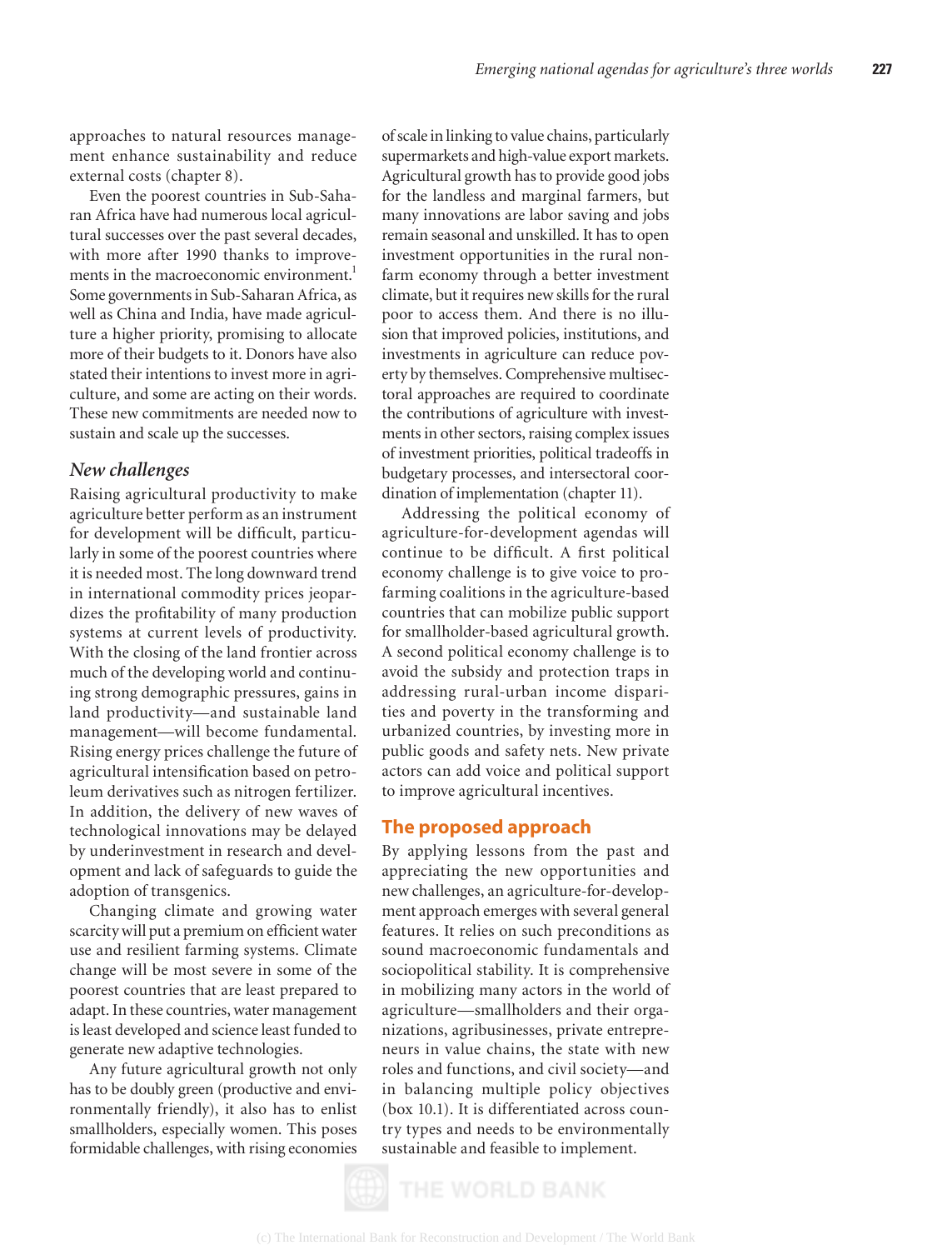approaches to natural resources management enhance sustainability and reduce external costs (chapter 8).

Even the poorest countries in Sub-Saharan Africa have had numerous local agricultural successes over the past several decades, with more after 1990 thanks to improvements in the macroeconomic environment.[1] Some governments in Sub-Saharan Africa, as well as China and India, have made agriculture a higher priority, promising to allocate more of their budgets to it. Donors have also stated their intentions to invest more in agriculture, and some are acting on their words. These new commitments are needed now to sustain and scale up the successes.

### *New challenges*

Raising agricultural productivity to make agriculture better perform as an instrument for development will be difficult, particularly in some of the poorest countries where it is needed most. The long downward trend in international commodity prices jeopardizes the profitability of many production systems at current levels of productivity. With the closing of the land frontier across much of the developing world and continuing strong demographic pressures, gains in land productivity—and sustainable land management—will become fundamental. Rising energy prices challenge the future of agricultural intensification based on petroleum derivatives such as nitrogen fertilizer. In addition, the delivery of new waves of technological innovations may be delayed by underinvestment in research and development and lack of safeguards to guide the adoption of transgenics.

Changing climate and growing water scarcity will put a premium on efficient water use and resilient farming systems. Climate change will be most severe in some of the poorest countries that are least prepared to adapt. In these countries, water management is least developed and science least funded to generate new adaptive technologies.

Any future agricultural growth not only has to be doubly green (productive and environmentally friendly), it also has to enlist smallholders, especially women. This poses formidable challenges, with rising economies of scale in linking to value chains, particularly supermarkets and high-value export markets. Agricultural growth has to provide good jobs for the landless and marginal farmers, but many innovations are labor saving and jobs remain seasonal and unskilled. It has to open investment opportunities in the rural nonfarm economy through a better investment climate, but it requires new skills for the rural poor to access them. And there is no illusion that improved policies, institutions, and investments in agriculture can reduce poverty by themselves. Comprehensive multisectoral approaches are required to coordinate the contributions of agriculture with investments in other sectors, raising complex issues of investment priorities, political tradeoffs in budgetary processes, and intersectoral coordination of implementation (chapter 11).

Addressing the political economy of agriculture-for-development agendas will continue to be difficult. A first political economy challenge is to give voice to pro-farming coalitions in the agriculture-based countries that can mobilize public support for smallholder-based agricultural growth. A second political economy challenge is to avoid the subsidy and protection traps in addressing rural-urban income disparities and poverty in the transforming and urbanized countries, by investing more in public goods and safety nets. New private actors can add voice and political support to improve agricultural incentives.

## The proposed approach

By applying lessons from the past and appreciating the new opportunities and new challenges, an agriculture-for-development approach emerges with several general features. It relies on such preconditions as sound macroeconomic fundamentals and sociopolitical stability. It is comprehensive in mobilizing many actors in the world of agriculture—smallholders and their organizations, agribusinesses, private entrepreneurs in value chains, the state with new roles and functions, and civil society—and in balancing multiple policy objectives (box 10.1). It is differentiated across country types and needs to be environmentally sustainable and feasible to implement.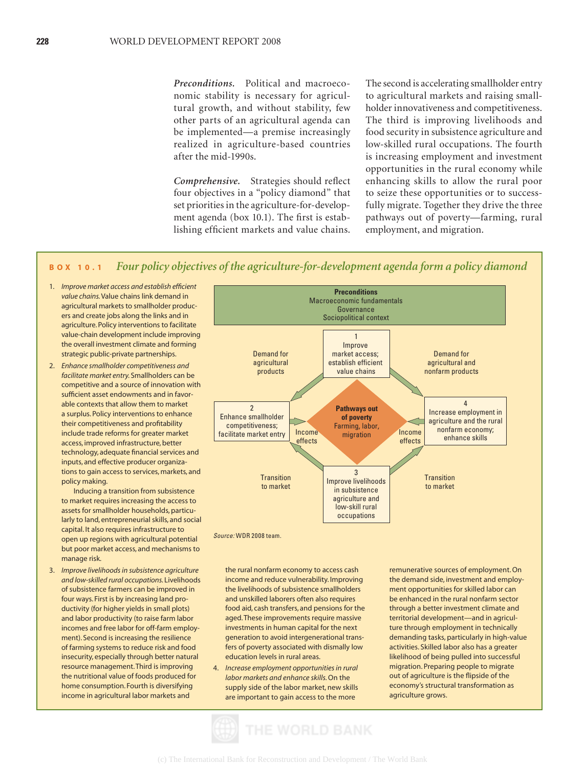*Preconditions.* Political and macroeconomic stability is necessary for agricultural growth, and without stability, few other parts of an agricultural agenda can be implemented—a premise increasingly realized in agriculture-based countries after the mid-1990s.

*Comprehensive.* Strategies should reflect four objectives in a "policy diamond" that set priorities in the agriculture-for-development agenda (box 10.1). The first is establishing efficient markets and value chains. The second is accelerating smallholder entry to agricultural markets and raising smallholder innovativeness and competitiveness. The third is improving livelihoods and food security in subsistence agriculture and low-skilled rural occupations. The fourth is increasing employment and investment opportunities in the rural economy while enhancing skills to allow the rural poor to seize these opportunities or to successfully migrate. Together they drive the three pathways out of poverty—farming, rural employment, and migration.

## BOX 10.1 *Four policy objectives of the agriculture-for-development agenda form a policy diamond*

**Preconditions**
Macroeconomic fundamentals
Governance
Sociopolitical context

1 Improve market access; establish efficient value chains

2 Enhance smallholder competitiveness; facilitate market entry

3 Improve livelihoods in subsistence agriculture and low-skill rural occupations

4 Increase employment in agriculture and the rural nonfarm economy; enhance skills

**Pathways out of poverty**
Farming, labor, migration

Demand for agricultural products

Demand for agricultural and nonfarm products

Income effects

Income effects

Transition to market

Transition to market

*Source:* WDR 2008 team.

1. *Improve market access and establish efficient value chains.* Value chains link demand in agricultural markets to smallholder producers and create jobs along the links and in agriculture. Policy interventions to facilitate value-chain development include improving the overall investment climate and forming strategic public-private partnerships.
2. *Enhance smallholder competitiveness and facilitate market entry.* Smallholders can be competitive and a source of innovation with sufficient asset endowments and in favorable contexts that allow them to market a surplus. Policy interventions to enhance their competitiveness and profitability include trade reforms for greater market access, improved infrastructure, better technology, adequate financial services and inputs, and effective producer organizations to gain access to services, markets, and policy making.

   Inducing a transition from subsistence to market requires increasing the access to assets for smallholder households, particularly to land, entrepreneurial skills, and social capital. It also requires infrastructure to open up regions with agricultural potential but poor market access, and mechanisms to manage risk.
3. *Improve livelihoods in subsistence agriculture and low-skilled rural occupations.* Livelihoods of subsistence farmers can be improved in four ways. First is by increasing land productivity (for higher yields in small plots) and labor productivity (to raise farm labor incomes and free labor for off-farm employment). Second is increasing the resilience of farming systems to reduce risk and food insecurity, especially through better natural resource management. Third is improving the nutritional value of foods produced for home consumption. Fourth is diversifying income in agricultural labor markets and the rural nonfarm economy to access cash income and reduce vulnerability. Improving the livelihoods of subsistence smallholders and unskilled laborers often also requires food aid, cash transfers, and pensions for the aged. These improvements require massive investments in human capital for the next generation to avoid intergenerational transfers of poverty associated with dismally low education levels in rural areas.
4. *Increase employment opportunities in rural labor markets and enhance skills.* On the supply side of the labor market, new skills are important to gain access to the more remunerative sources of employment. On the demand side, investment and employment opportunities for skilled labor can be enhanced in the rural nonfarm sector through a better investment climate and territorial development—and in agriculture through employment in technically demanding tasks, particularly in high-value activities. Skilled labor also has a greater likelihood of being pulled into successful migration. Preparing people to migrate out of agriculture is the flipside of the economy's structural transformation as agriculture grows.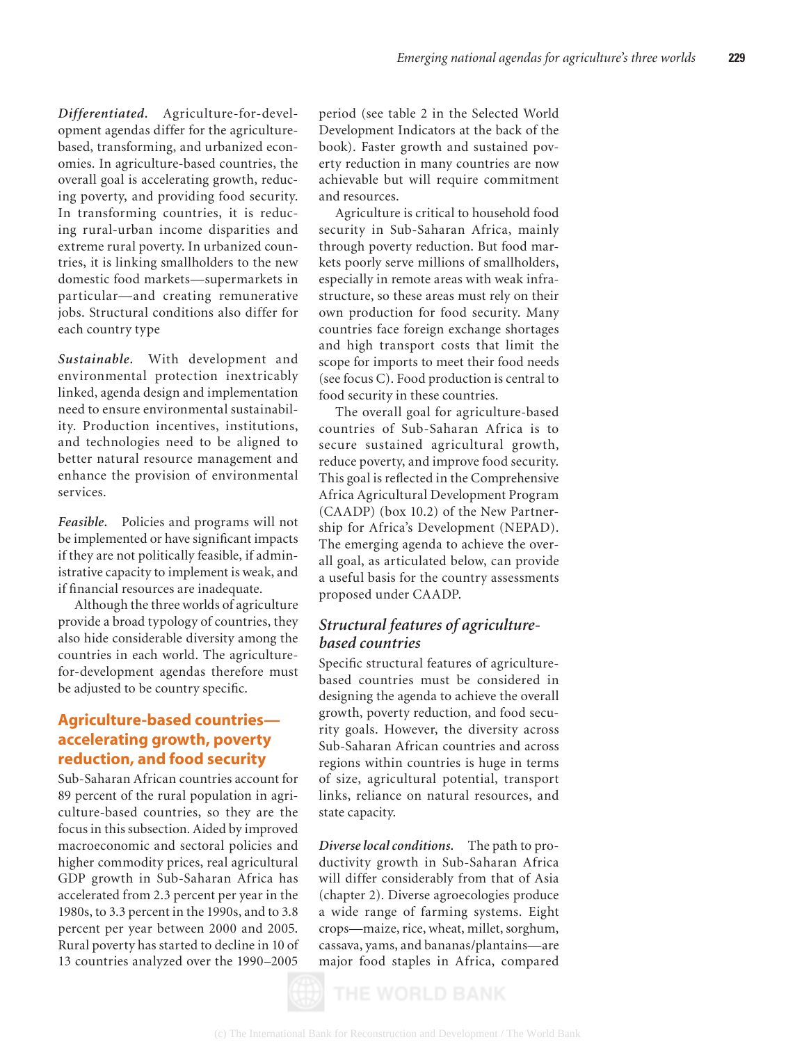***Differentiated.*** Agriculture-for-development agendas differ for the agriculture-based, transforming, and urbanized economies. In agriculture-based countries, the overall goal is accelerating growth, reducing poverty, and providing food security. In transforming countries, it is reducing rural-urban income disparities and extreme rural poverty. In urbanized countries, it is linking smallholders to the new domestic food markets—supermarkets in particular—and creating remunerative jobs. Structural conditions also differ for each country type

***Sustainable.*** With development and environmental protection inextricably linked, agenda design and implementation need to ensure environmental sustainability. Production incentives, institutions, and technologies need to be aligned to better natural resource management and enhance the provision of environmental services.

***Feasible.*** Policies and programs will not be implemented or have significant impacts if they are not politically feasible, if administrative capacity to implement is weak, and if financial resources are inadequate.

Although the three worlds of agriculture provide a broad typology of countries, they also hide considerable diversity among the countries in each world. The agriculture-for-development agendas therefore must be adjusted to be country specific.

## Agriculture-based countries—accelerating growth, poverty reduction, and food security

Sub-Saharan African countries account for 89 percent of the rural population in agriculture-based countries, so they are the focus in this subsection. Aided by improved macroeconomic and sectoral policies and higher commodity prices, real agricultural GDP growth in Sub-Saharan Africa has accelerated from 2.3 percent per year in the 1980s, to 3.3 percent in the 1990s, and to 3.8 percent per year between 2000 and 2005. Rural poverty has started to decline in 10 of 13 countries analyzed over the 1990–2005 period (see table 2 in the Selected World Development Indicators at the back of the book). Faster growth and sustained poverty reduction in many countries are now achievable but will require commitment and resources.

Agriculture is critical to household food security in Sub-Saharan Africa, mainly through poverty reduction. But food markets poorly serve millions of smallholders, especially in remote areas with weak infrastructure, so these areas must rely on their own production for food security. Many countries face foreign exchange shortages and high transport costs that limit the scope for imports to meet their food needs (see focus C). Food production is central to food security in these countries.

The overall goal for agriculture-based countries of Sub-Saharan Africa is to secure sustained agricultural growth, reduce poverty, and improve food security. This goal is reflected in the Comprehensive Africa Agricultural Development Program (CAADP) (box 10.2) of the New Partnership for Africa's Development (NEPAD). The emerging agenda to achieve the overall goal, as articulated below, can provide a useful basis for the country assessments proposed under CAADP.

### Structural features of agriculture-based countries

Specific structural features of agriculture-based countries must be considered in designing the agenda to achieve the overall growth, poverty reduction, and food security goals. However, the diversity across Sub-Saharan African countries and across regions within countries is huge in terms of size, agricultural potential, transport links, reliance on natural resources, and state capacity.

***Diverse local conditions.*** The path to productivity growth in Sub-Saharan Africa will differ considerably from that of Asia (chapter 2). Diverse agroecologies produce a wide range of farming systems. Eight crops—maize, rice, wheat, millet, sorghum, cassava, yams, and bananas/plantains—are major food staples in Africa, compared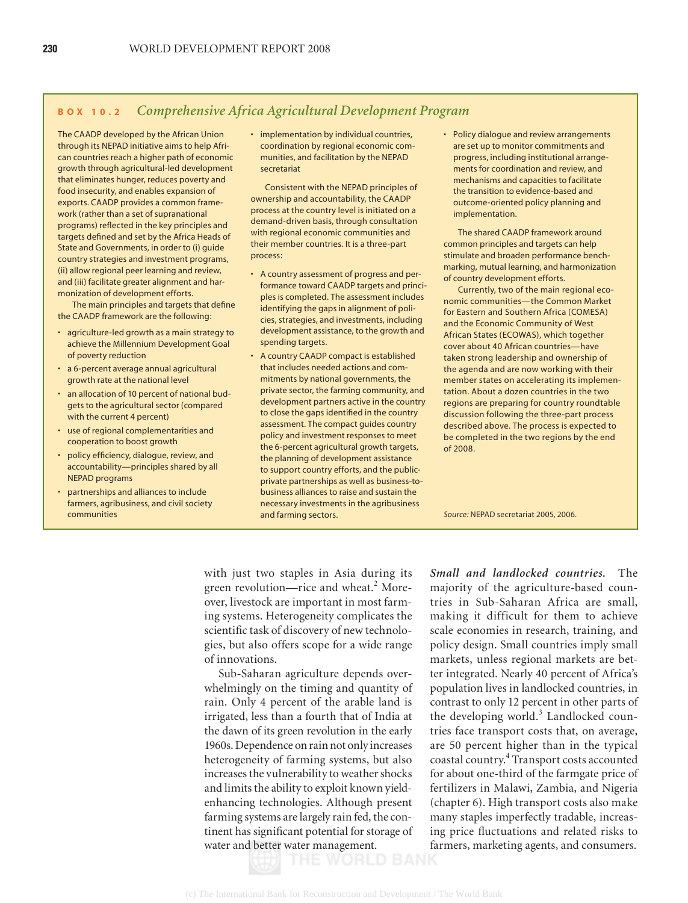## BOX 10.2 *Comprehensive Africa Agricultural Development Program*

The CAADP developed by the African Union through its NEPAD initiative aims to help African countries reach a higher path of economic growth through agricultural-led development that eliminates hunger, reduces poverty and food insecurity, and enables expansion of exports. CAADP provides a common framework (rather than a set of supranational programs) reflected in the key principles and targets defined and set by the Africa Heads of State and Governments, in order to (i) guide country strategies and investment programs, (ii) allow regional peer learning and review, and (iii) facilitate greater alignment and harmonization of development efforts.

The main principles and targets that define the CAADP framework are the following:

- agriculture-led growth as a main strategy to achieve the Millennium Development Goal of poverty reduction
- a 6-percent average annual agricultural growth rate at the national level
- an allocation of 10 percent of national budgets to the agricultural sector (compared with the current 4 percent)
- use of regional complementarities and cooperation to boost growth
- policy efficiency, dialogue, review, and accountability—principles shared by all NEPAD programs
- partnerships and alliances to include farmers, agribusiness, and civil society communities
- implementation by individual countries, coordination by regional economic communities, and facilitation by the NEPAD secretariat

Consistent with the NEPAD principles of ownership and accountability, the CAADP process at the country level is initiated on a demand-driven basis, through consultation with regional economic communities and their member countries. It is a three-part process:

- A country assessment of progress and performance toward CAADP targets and principles is completed. The assessment includes identifying the gaps in alignment of policies, strategies, and investments, including development assistance, to the growth and spending targets.
- A country CAADP compact is established that includes needed actions and commitments by national governments, the private sector, the farming community, and development partners active in the country to close the gaps identified in the country assessment. The compact guides country policy and investment responses to meet the 6-percent agricultural growth targets, the planning of development assistance to support country efforts, and the public-private partnerships as well as business-to-business alliances to raise and sustain the necessary investments in the agribusiness and farming sectors.
- Policy dialogue and review arrangements are set up to monitor commitments and progress, including institutional arrangements for coordination and review, and mechanisms and capacities to facilitate the transition to evidence-based and outcome-oriented policy planning and implementation.

The shared CAADP framework around common principles and targets can help stimulate and broaden performance benchmarking, mutual learning, and harmonization of country development efforts.

Currently, two of the main regional economic communities—the Common Market for Eastern and Southern Africa (COMESA) and the Economic Community of West African States (ECOWAS), which together cover about 40 African countries—have taken strong leadership and ownership of the agenda and are now working with their member states on accelerating its implementation. About a dozen countries in the two regions are preparing for country roundtable discussion following the three-part process described above. The process is expected to be completed in the two regions by the end of 2008.

*Source:* NEPAD secretariat 2005, 2006.

with just two staples in Asia during its green revolution—rice and wheat.[2] Moreover, livestock are important in most farming systems. Heterogeneity complicates the scientific task of discovery of new technologies, but also offers scope for a wide range of innovations.

Sub-Saharan agriculture depends overwhelmingly on the timing and quantity of rain. Only 4 percent of the arable land is irrigated, less than a fourth that of India at the dawn of its green revolution in the early 1960s. Dependence on rain not only increases heterogeneity of farming systems, but also increases the vulnerability to weather shocks and limits the ability to exploit known yield-enhancing technologies. Although present farming systems are largely rain fed, the continent has significant potential for storage of water and better water management.

***Small and landlocked countries.*** The majority of the agriculture-based countries in Sub-Saharan Africa are small, making it difficult for them to achieve scale economies in research, training, and policy design. Small countries imply small markets, unless regional markets are better integrated. Nearly 40 percent of Africa's population lives in landlocked countries, in contrast to only 12 percent in other parts of the developing world.[3] Landlocked countries face transport costs that, on average, are 50 percent higher than in the typical coastal country.[4] Transport costs accounted for about one-third of the farmgate price of fertilizers in Malawi, Zambia, and Nigeria (chapter 6). High transport costs also make many staples imperfectly tradable, increasing price fluctuations and related risks to farmers, marketing agents, and consumers.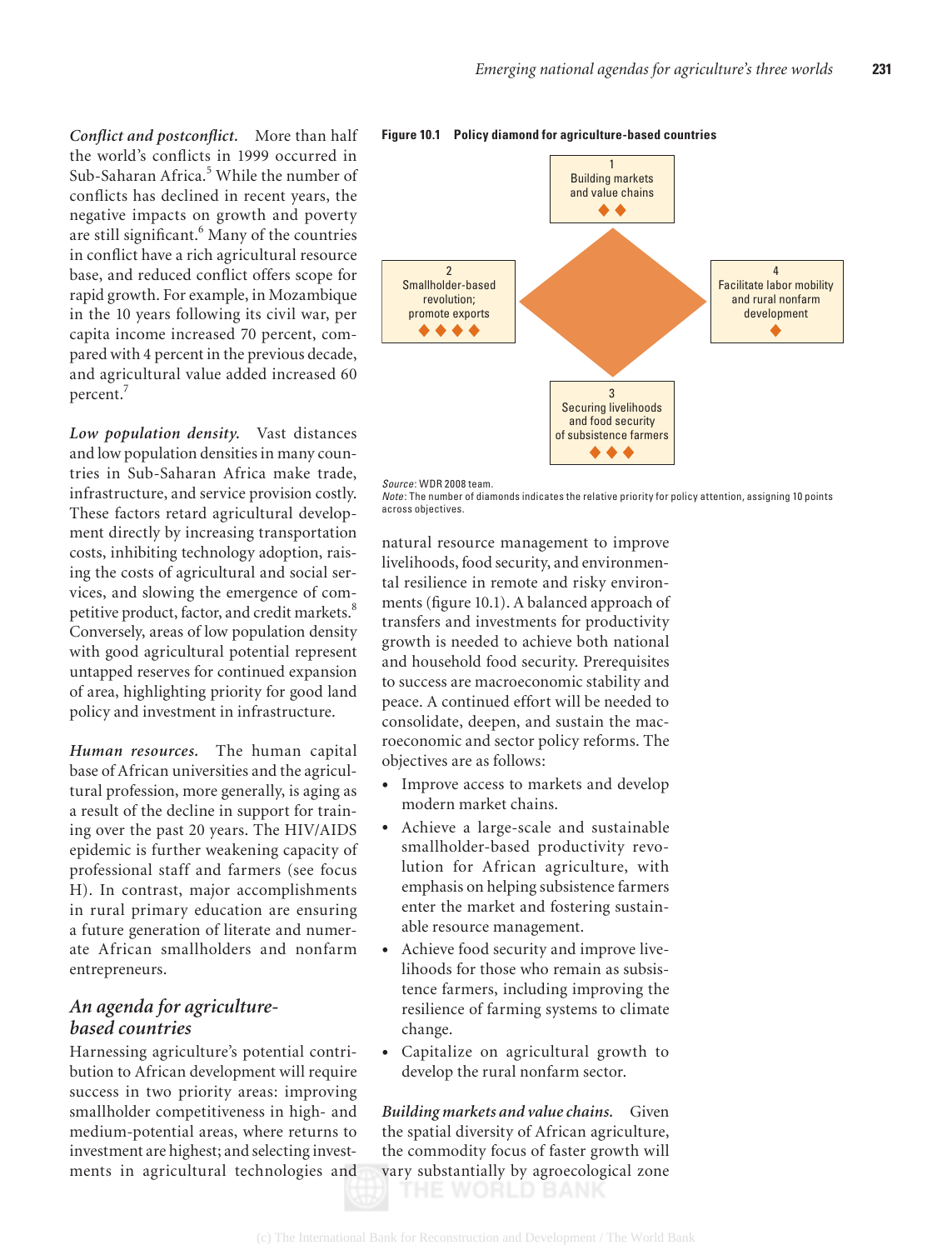*Conflict and postconflict.* More than half the world's conflicts in 1999 occurred in Sub-Saharan Africa.[5] While the number of conflicts has declined in recent years, the negative impacts on growth and poverty are still significant.[6] Many of the countries in conflict have a rich agricultural resource base, and reduced conflict offers scope for rapid growth. For example, in Mozambique in the 10 years following its civil war, per capita income increased 70 percent, compared with 4 percent in the previous decade, and agricultural value added increased 60 percent.[7]

*Low population density.* Vast distances and low population densities in many countries in Sub-Saharan Africa make trade, infrastructure, and service provision costly. These factors retard agricultural development directly by increasing transportation costs, inhibiting technology adoption, raising the costs of agricultural and social services, and slowing the emergence of competitive product, factor, and credit markets.[8] Conversely, areas of low population density with good agricultural potential represent untapped reserves for continued expansion of area, highlighting priority for good land policy and investment in infrastructure.

*Human resources.* The human capital base of African universities and the agricultural profession, more generally, is aging as a result of the decline in support for training over the past 20 years. The HIV/AIDS epidemic is further weakening capacity of professional staff and farmers (see focus H). In contrast, major accomplishments in rural primary education are ensuring a future generation of literate and numerate African smallholders and nonfarm entrepreneurs.

## An agenda for agriculture-based countries

Harnessing agriculture's potential contribution to African development will require success in two priority areas: improving smallholder competitiveness in high- and medium-potential areas, where returns to investment are highest; and selecting investments in agricultural technologies and natural resource management to improve livelihoods, food security, and environmental resilience in remote and risky environments (figure 10.1). A balanced approach of transfers and investments for productivity growth is needed to achieve both national and household food security. Prerequisites to success are macroeconomic stability and peace. A continued effort will be needed to consolidate, deepen, and sustain the macroeconomic and sector policy reforms. The objectives are as follows:

**Figure 10.1 Policy diamond for agriculture-based countries**

| Objective | Priority |
|---|---|
| 1 Building markets and value chains | ◆◆ |
| 2 Smallholder-based revolution; promote exports | ◆◆◆◆ |
| 3 Securing livelihoods and food security of subsistence farmers | ◆◆◆ |
| 4 Facilitate labor mobility and rural nonfarm development | ◆ |

*Source:* WDR 2008 team.
*Note:* The number of diamonds indicates the relative priority for policy attention, assigning 10 points across objectives.

- Improve access to markets and develop modern market chains.
- Achieve a large-scale and sustainable smallholder-based productivity revolution for African agriculture, with emphasis on helping subsistence farmers enter the market and fostering sustainable resource management.
- Achieve food security and improve livelihoods for those who remain as subsistence farmers, including improving the resilience of farming systems to climate change.
- Capitalize on agricultural growth to develop the rural nonfarm sector.

*Building markets and value chains.* Given the spatial diversity of African agriculture, the commodity focus of faster growth will vary substantially by agroecological zone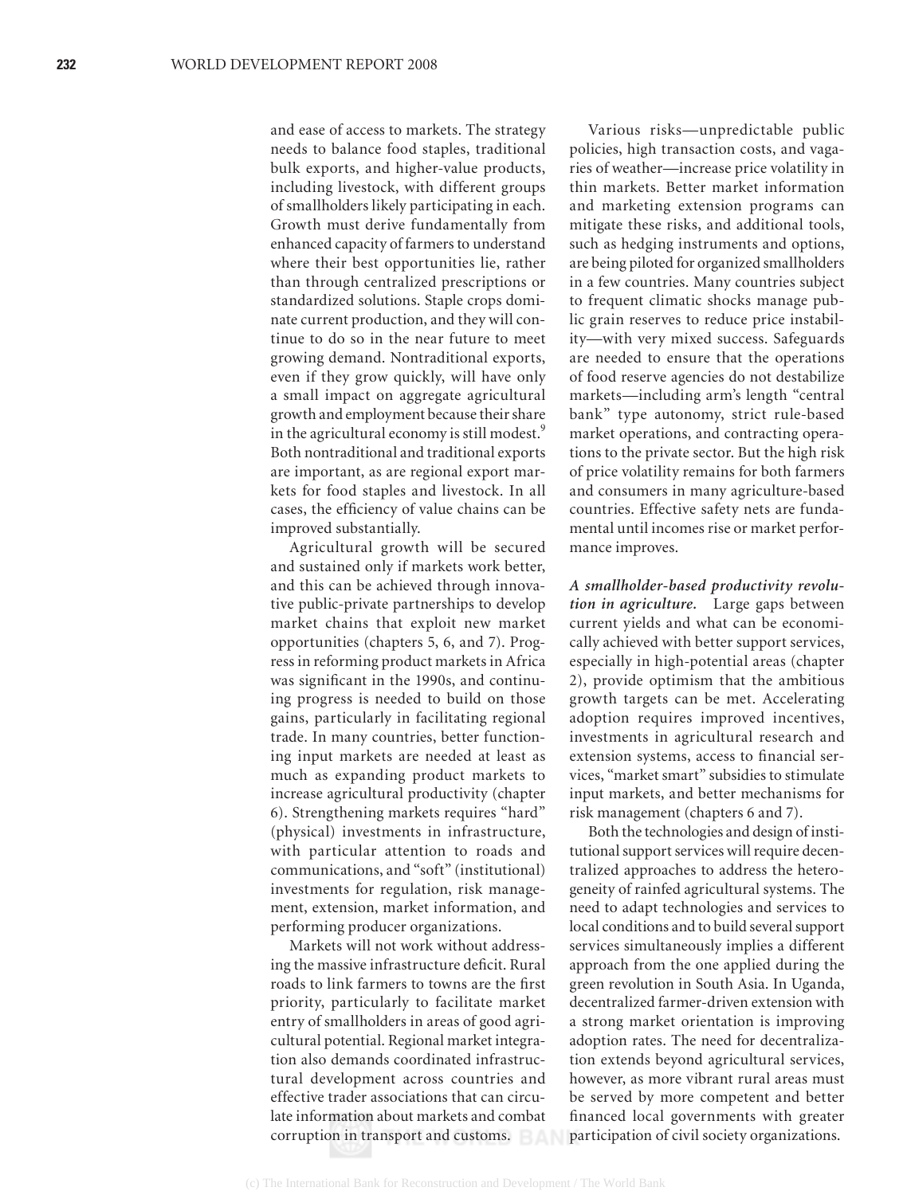and ease of access to markets. The strategy needs to balance food staples, traditional bulk exports, and higher-value products, including livestock, with different groups of smallholders likely participating in each. Growth must derive fundamentally from enhanced capacity of farmers to understand where their best opportunities lie, rather than through centralized prescriptions or standardized solutions. Staple crops dominate current production, and they will continue to do so in the near future to meet growing demand. Nontraditional exports, even if they grow quickly, will have only a small impact on aggregate agricultural growth and employment because their share in the agricultural economy is still modest.[9] Both nontraditional and traditional exports are important, as are regional export markets for food staples and livestock. In all cases, the efficiency of value chains can be improved substantially.

Agricultural growth will be secured and sustained only if markets work better, and this can be achieved through innovative public-private partnerships to develop market chains that exploit new market opportunities (chapters 5, 6, and 7). Progress in reforming product markets in Africa was significant in the 1990s, and continuing progress is needed to build on those gains, particularly in facilitating regional trade. In many countries, better functioning input markets are needed at least as much as expanding product markets to increase agricultural productivity (chapter 6). Strengthening markets requires "hard" (physical) investments in infrastructure, with particular attention to roads and communications, and "soft" (institutional) investments for regulation, risk management, extension, market information, and performing producer organizations.

Markets will not work without addressing the massive infrastructure deficit. Rural roads to link farmers to towns are the first priority, particularly to facilitate market entry of smallholders in areas of good agricultural potential. Regional market integration also demands coordinated infrastructural development across countries and effective trader associations that can circulate information about markets and combat corruption in transport and customs.

Various risks—unpredictable public policies, high transaction costs, and vagaries of weather—increase price volatility in thin markets. Better market information and marketing extension programs can mitigate these risks, and additional tools, such as hedging instruments and options, are being piloted for organized smallholders in a few countries. Many countries subject to frequent climatic shocks manage public grain reserves to reduce price instability—with very mixed success. Safeguards are needed to ensure that the operations of food reserve agencies do not destabilize markets—including arm's length "central bank" type autonomy, strict rule-based market operations, and contracting operations to the private sector. But the high risk of price volatility remains for both farmers and consumers in many agriculture-based countries. Effective safety nets are fundamental until incomes rise or market performance improves.

***A smallholder-based productivity revolution in agriculture.*** Large gaps between current yields and what can be economically achieved with better support services, especially in high-potential areas (chapter 2), provide optimism that the ambitious growth targets can be met. Accelerating adoption requires improved incentives, investments in agricultural research and extension systems, access to financial services, "market smart" subsidies to stimulate input markets, and better mechanisms for risk management (chapters 6 and 7).

Both the technologies and design of institutional support services will require decentralized approaches to address the heterogeneity of rainfed agricultural systems. The need to adapt technologies and services to local conditions and to build several support services simultaneously implies a different approach from the one applied during the green revolution in South Asia. In Uganda, decentralized farmer-driven extension with a strong market orientation is improving adoption rates. The need for decentralization extends beyond agricultural services, however, as more vibrant rural areas must be served by more competent and better financed local governments with greater participation of civil society organizations.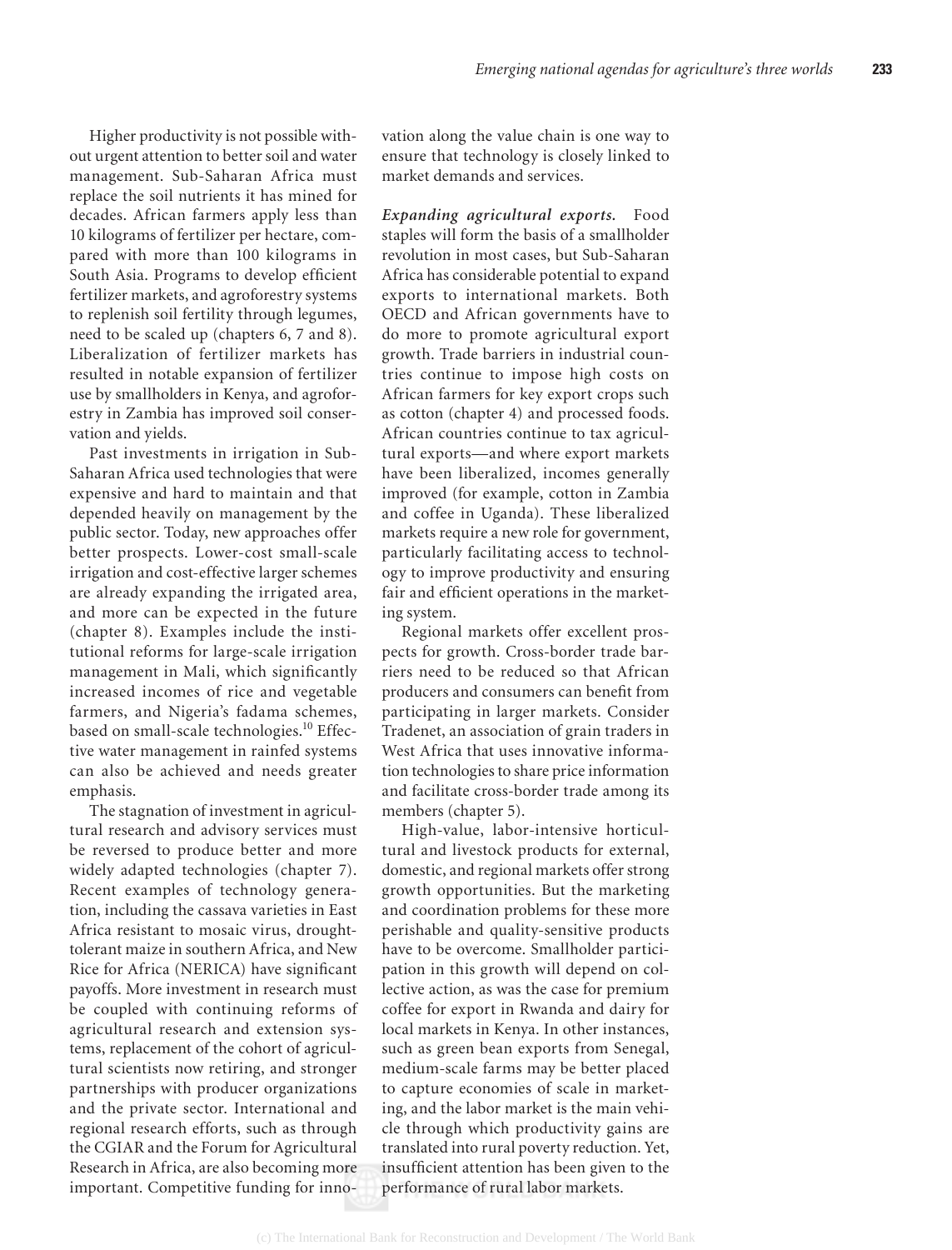Higher productivity is not possible without urgent attention to better soil and water management. Sub-Saharan Africa must replace the soil nutrients it has mined for decades. African farmers apply less than 10 kilograms of fertilizer per hectare, compared with more than 100 kilograms in South Asia. Programs to develop efficient fertilizer markets, and agroforestry systems to replenish soil fertility through legumes, need to be scaled up (chapters 6, 7 and 8). Liberalization of fertilizer markets has resulted in notable expansion of fertilizer use by smallholders in Kenya, and agroforestry in Zambia has improved soil conservation and yields.

Past investments in irrigation in Sub-Saharan Africa used technologies that were expensive and hard to maintain and that depended heavily on management by the public sector. Today, new approaches offer better prospects. Lower-cost small-scale irrigation and cost-effective larger schemes are already expanding the irrigated area, and more can be expected in the future (chapter 8). Examples include the institutional reforms for large-scale irrigation management in Mali, which significantly increased incomes of rice and vegetable farmers, and Nigeria's fadama schemes, based on small-scale technologies.[10] Effective water management in rainfed systems can also be achieved and needs greater emphasis.

The stagnation of investment in agricultural research and advisory services must be reversed to produce better and more widely adapted technologies (chapter 7). Recent examples of technology generation, including the cassava varieties in East Africa resistant to mosaic virus, drought-tolerant maize in southern Africa, and New Rice for Africa (NERICA) have significant payoffs. More investment in research must be coupled with continuing reforms of agricultural research and extension systems, replacement of the cohort of agricultural scientists now retiring, and stronger partnerships with producer organizations and the private sector. International and regional research efforts, such as through the CGIAR and the Forum for Agricultural Research in Africa, are also becoming more important. Competitive funding for innovation along the value chain is one way to ensure that technology is closely linked to market demands and services.

***Expanding agricultural exports.*** Food staples will form the basis of a smallholder revolution in most cases, but Sub-Saharan Africa has considerable potential to expand exports to international markets. Both OECD and African governments have to do more to promote agricultural export growth. Trade barriers in industrial countries continue to impose high costs on African farmers for key export crops such as cotton (chapter 4) and processed foods. African countries continue to tax agricultural exports—and where export markets have been liberalized, incomes generally improved (for example, cotton in Zambia and coffee in Uganda). These liberalized markets require a new role for government, particularly facilitating access to technology to improve productivity and ensuring fair and efficient operations in the marketing system.

Regional markets offer excellent prospects for growth. Cross-border trade barriers need to be reduced so that African producers and consumers can benefit from participating in larger markets. Consider Tradenet, an association of grain traders in West Africa that uses innovative information technologies to share price information and facilitate cross-border trade among its members (chapter 5).

High-value, labor-intensive horticultural and livestock products for external, domestic, and regional markets offer strong growth opportunities. But the marketing and coordination problems for these more perishable and quality-sensitive products have to be overcome. Smallholder participation in this growth will depend on collective action, as was the case for premium coffee for export in Rwanda and dairy for local markets in Kenya. In other instances, such as green bean exports from Senegal, medium-scale farms may be better placed to capture economies of scale in marketing, and the labor market is the main vehicle through which productivity gains are translated into rural poverty reduction. Yet, insufficient attention has been given to the performance of rural labor markets.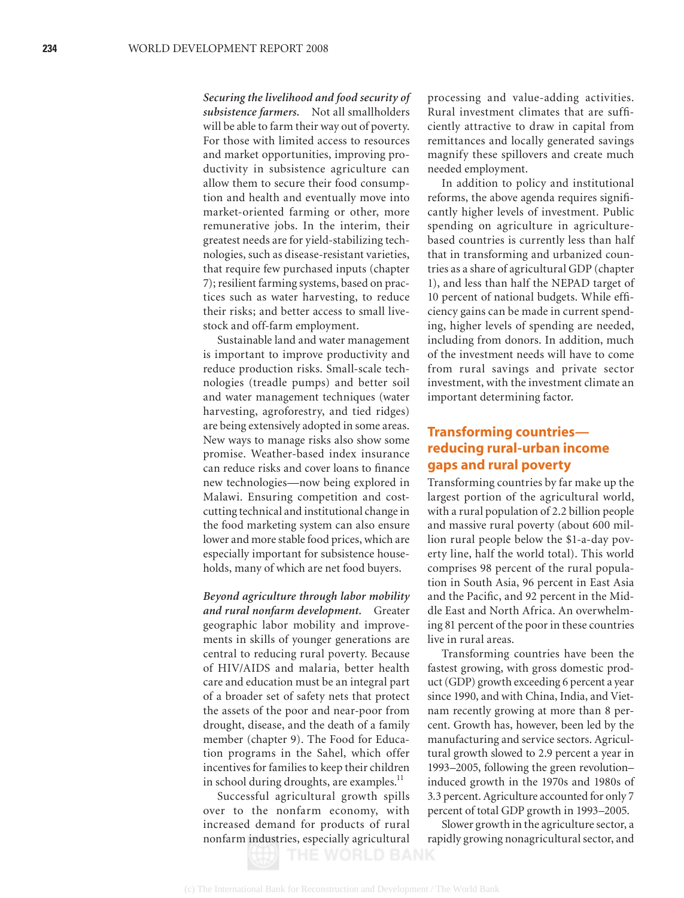***Securing the livelihood and food security of subsistence farmers.*** Not all smallholders will be able to farm their way out of poverty. For those with limited access to resources and market opportunities, improving productivity in subsistence agriculture can allow them to secure their food consumption and health and eventually move into market-oriented farming or other, more remunerative jobs. In the interim, their greatest needs are for yield-stabilizing technologies, such as disease-resistant varieties, that require few purchased inputs (chapter 7); resilient farming systems, based on practices such as water harvesting, to reduce their risks; and better access to small livestock and off-farm employment.

Sustainable land and water management is important to improve productivity and reduce production risks. Small-scale technologies (treadle pumps) and better soil and water management techniques (water harvesting, agroforestry, and tied ridges) are being extensively adopted in some areas. New ways to manage risks also show some promise. Weather-based index insurance can reduce risks and cover loans to finance new technologies—now being explored in Malawi. Ensuring competition and cost-cutting technical and institutional change in the food marketing system can also ensure lower and more stable food prices, which are especially important for subsistence households, many of which are net food buyers.

***Beyond agriculture through labor mobility and rural nonfarm development.*** Greater geographic labor mobility and improvements in skills of younger generations are central to reducing rural poverty. Because of HIV/AIDS and malaria, better health care and education must be an integral part of a broader set of safety nets that protect the assets of the poor and near-poor from drought, disease, and the death of a family member (chapter 9). The Food for Education programs in the Sahel, which offer incentives for families to keep their children in school during droughts, are examples.[11]

Successful agricultural growth spills over to the nonfarm economy, with increased demand for products of rural nonfarm industries, especially agricultural processing and value-adding activities. Rural investment climates that are sufficiently attractive to draw in capital from remittances and locally generated savings magnify these spillovers and create much needed employment.

In addition to policy and institutional reforms, the above agenda requires significantly higher levels of investment. Public spending on agriculture in agriculture-based countries is currently less than half that in transforming and urbanized countries as a share of agricultural GDP (chapter 1), and less than half the NEPAD target of 10 percent of national budgets. While efficiency gains can be made in current spending, higher levels of spending are needed, including from donors. In addition, much of the investment needs will have to come from rural savings and private sector investment, with the investment climate an important determining factor.

## Transforming countries—reducing rural-urban income gaps and rural poverty

Transforming countries by far make up the largest portion of the agricultural world, with a rural population of 2.2 billion people and massive rural poverty (about 600 million rural people below the $1-a-day poverty line, half the world total). This world comprises 98 percent of the rural population in South Asia, 96 percent in East Asia and the Pacific, and 92 percent in the Middle East and North Africa. An overwhelming 81 percent of the poor in these countries live in rural areas.

Transforming countries have been the fastest growing, with gross domestic product (GDP) growth exceeding 6 percent a year since 1990, and with China, India, and Vietnam recently growing at more than 8 percent. Growth has, however, been led by the manufacturing and service sectors. Agricultural growth slowed to 2.9 percent a year in 1993–2005, following the green revolution–induced growth in the 1970s and 1980s of 3.3 percent. Agriculture accounted for only 7 percent of total GDP growth in 1993–2005.

Slower growth in the agriculture sector, a rapidly growing nonagricultural sector, and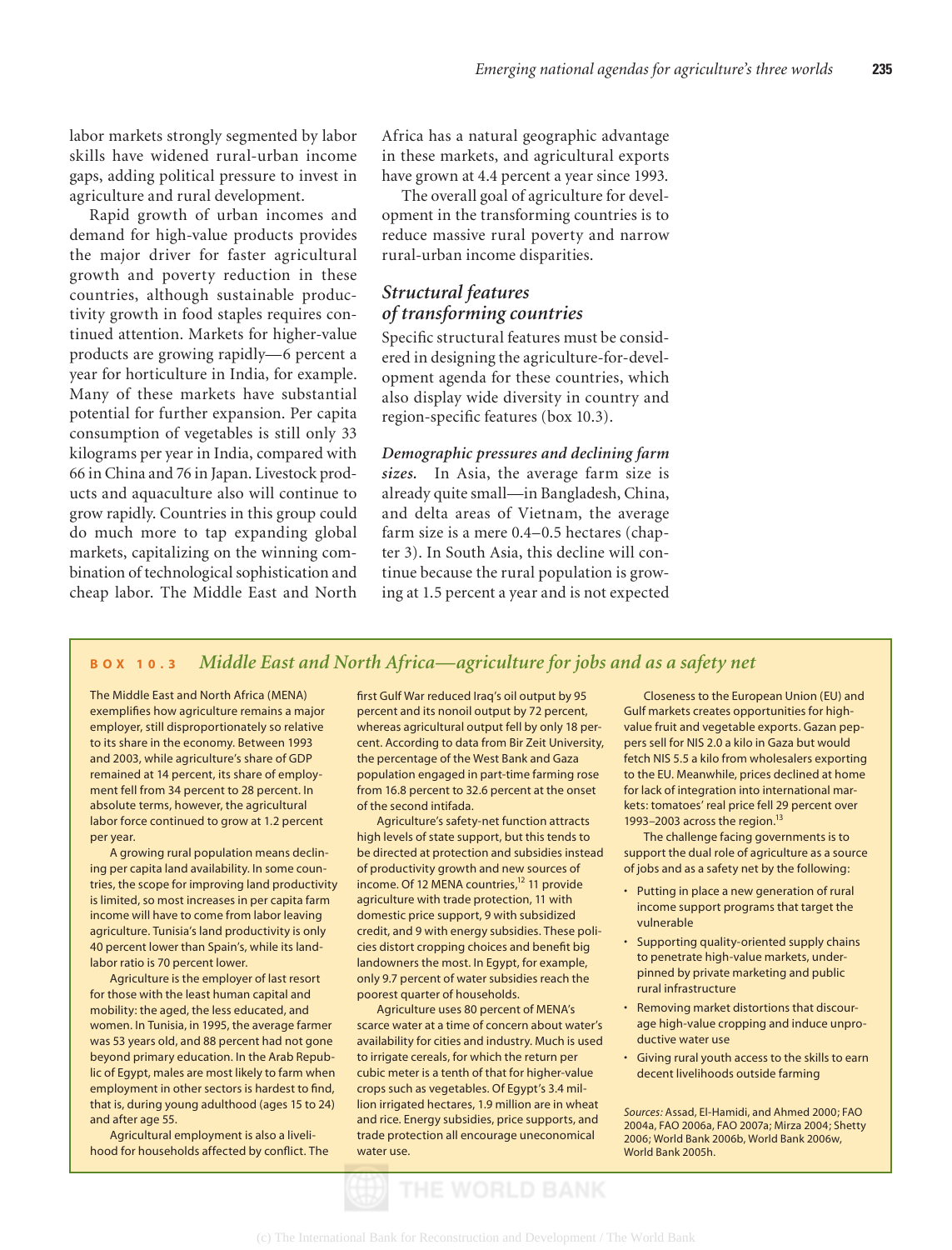labor markets strongly segmented by labor skills have widened rural-urban income gaps, adding political pressure to invest in agriculture and rural development.

Rapid growth of urban incomes and demand for high-value products provides the major driver for faster agricultural growth and poverty reduction in these countries, although sustainable productivity growth in food staples requires continued attention. Markets for higher-value products are growing rapidly—6 percent a year for horticulture in India, for example. Many of these markets have substantial potential for further expansion. Per capita consumption of vegetables is still only 33 kilograms per year in India, compared with 66 in China and 76 in Japan. Livestock products and aquaculture also will continue to grow rapidly. Countries in this group could do much more to tap expanding global markets, capitalizing on the winning combination of technological sophistication and cheap labor. The Middle East and North Africa has a natural geographic advantage in these markets, and agricultural exports have grown at 4.4 percent a year since 1993.

The overall goal of agriculture for development in the transforming countries is to reduce massive rural poverty and narrow rural-urban income disparities.

## *Structural features of transforming countries*

Specific structural features must be considered in designing the agriculture-for-development agenda for these countries, which also display wide diversity in country and region-specific features (box 10.3).

***Demographic pressures and declining farm sizes.*** In Asia, the average farm size is already quite small—in Bangladesh, China, and delta areas of Vietnam, the average farm size is a mere 0.4–0.5 hectares (chapter 3). In South Asia, this decline will continue because the rural population is growing at 1.5 percent a year and is not expected

---

**BOX 10.3** *Middle East and North Africa—agriculture for jobs and as a safety net*

The Middle East and North Africa (MENA) exemplifies how agriculture remains a major employer, still disproportionately so relative to its share in the economy. Between 1993 and 2003, while agriculture's share of GDP remained at 14 percent, its share of employment fell from 34 percent to 28 percent. In absolute terms, however, the agricultural labor force continued to grow at 1.2 percent per year.

A growing rural population means declining per capita land availability. In some countries, the scope for improving land productivity is limited, so most increases in per capita farm income will have to come from labor leaving agriculture. Tunisia's land productivity is only 40 percent lower than Spain's, while its land-labor ratio is 70 percent lower.

Agriculture is the employer of last resort for those with the least human capital and mobility: the aged, the less educated, and women. In Tunisia, in 1995, the average farmer was 53 years old, and 88 percent had not gone beyond primary education. In the Arab Republic of Egypt, males are most likely to farm when employment in other sectors is hardest to find, that is, during young adulthood (ages 15 to 24) and after age 55.

Agricultural employment is also a livelihood for households affected by conflict. The first Gulf War reduced Iraq's oil output by 95 percent and its nonoil output by 72 percent, whereas agricultural output fell by only 18 percent. According to data from Bir Zeit University, the percentage of the West Bank and Gaza population engaged in part-time farming rose from 16.8 percent to 32.6 percent at the onset of the second intifada.

Agriculture's safety-net function attracts high levels of state support, but this tends to be directed at protection and subsidies instead of productivity growth and new sources of income. Of 12 MENA countries,[12] 11 provide agriculture with trade protection, 11 with domestic price support, 9 with subsidized credit, and 9 with energy subsidies. These policies distort cropping choices and benefit big landowners the most. In Egypt, for example, only 9.7 percent of water subsidies reach the poorest quarter of households.

Agriculture uses 80 percent of MENA's scarce water at a time of concern about water's availability for cities and industry. Much is used to irrigate cereals, for which the return per cubic meter is a tenth of that for higher-value crops such as vegetables. Of Egypt's 3.4 million irrigated hectares, 1.9 million are in wheat and rice. Energy subsidies, price supports, and trade protection all encourage uneconomical water use.

Closeness to the European Union (EU) and Gulf markets creates opportunities for high-value fruit and vegetable exports. Gazan peppers sell for NIS 2.0 a kilo in Gaza but would fetch NIS 5.5 a kilo from wholesalers exporting to the EU. Meanwhile, prices declined at home for lack of integration into international markets: tomatoes' real price fell 29 percent over 1993–2003 across the region.[13]

The challenge facing governments is to support the dual role of agriculture as a source of jobs and as a safety net by the following:

- Putting in place a new generation of rural income support programs that target the vulnerable
- Supporting quality-oriented supply chains to penetrate high-value markets, underpinned by private marketing and public rural infrastructure
- Removing market distortions that discourage high-value cropping and induce unproductive water use
- Giving rural youth access to the skills to earn decent livelihoods outside farming

*Sources:* Assad, El-Hamidi, and Ahmed 2000; FAO 2004a, FAO 2006a, FAO 2007a; Mirza 2004; Shetty 2006; World Bank 2006b, World Bank 2006w, World Bank 2005h.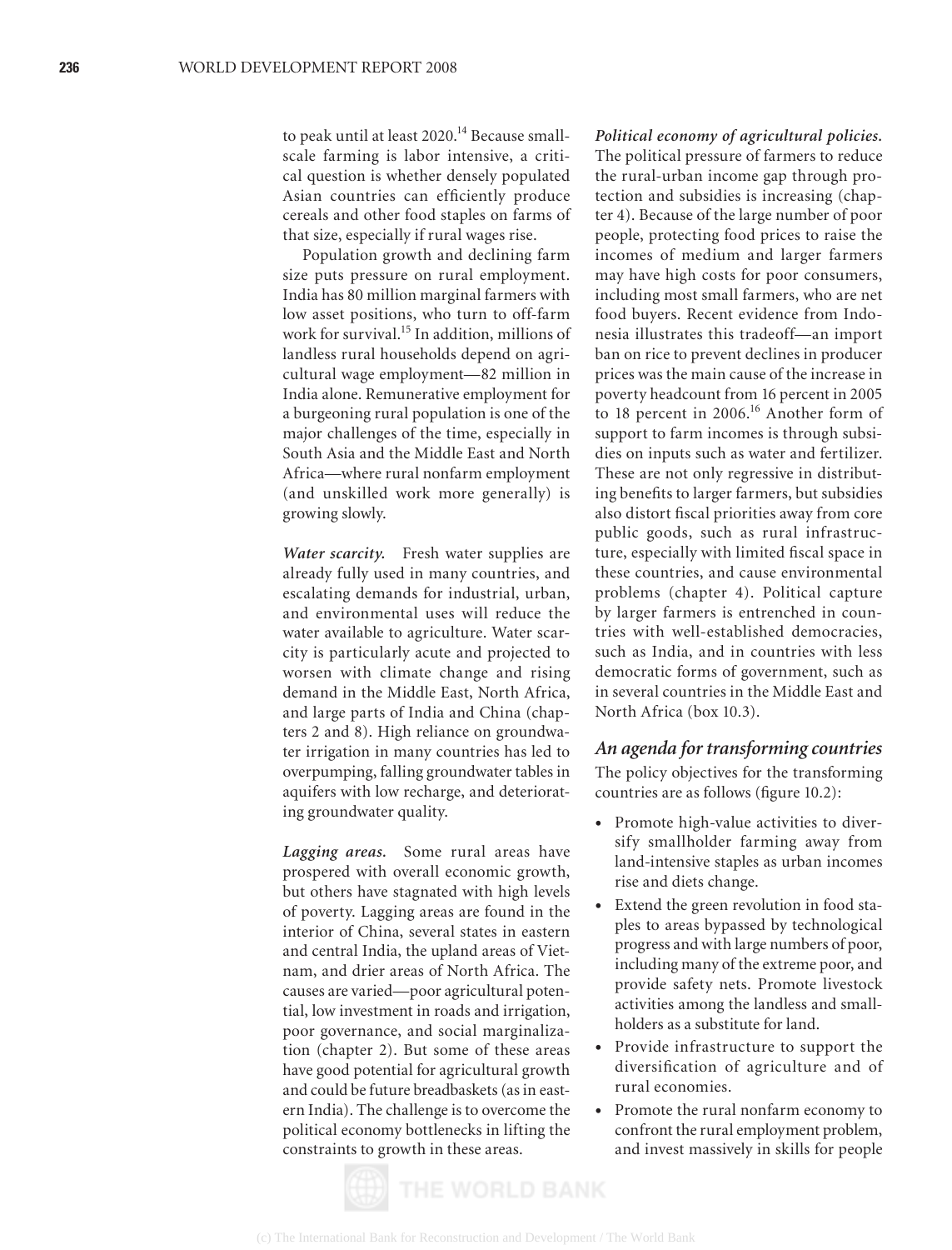to peak until at least 2020.[14] Because small-scale farming is labor intensive, a critical question is whether densely populated Asian countries can efficiently produce cereals and other food staples on farms of that size, especially if rural wages rise.

Population growth and declining farm size puts pressure on rural employment. India has 80 million marginal farmers with low asset positions, who turn to off-farm work for survival.[15] In addition, millions of landless rural households depend on agricultural wage employment—82 million in India alone. Remunerative employment for a burgeoning rural population is one of the major challenges of the time, especially in South Asia and the Middle East and North Africa—where rural nonfarm employment (and unskilled work more generally) is growing slowly.

***Water scarcity.*** Fresh water supplies are already fully used in many countries, and escalating demands for industrial, urban, and environmental uses will reduce the water available to agriculture. Water scarcity is particularly acute and projected to worsen with climate change and rising demand in the Middle East, North Africa, and large parts of India and China (chapters 2 and 8). High reliance on groundwater irrigation in many countries has led to overpumping, falling groundwater tables in aquifers with low recharge, and deteriorating groundwater quality.

***Lagging areas.*** Some rural areas have prospered with overall economic growth, but others have stagnated with high levels of poverty. Lagging areas are found in the interior of China, several states in eastern and central India, the upland areas of Vietnam, and drier areas of North Africa. The causes are varied—poor agricultural potential, low investment in roads and irrigation, poor governance, and social marginalization (chapter 2). But some of these areas have good potential for agricultural growth and could be future breadbaskets (as in eastern India). The challenge is to overcome the political economy bottlenecks in lifting the constraints to growth in these areas.

***Political economy of agricultural policies.*** The political pressure of farmers to reduce the rural-urban income gap through protection and subsidies is increasing (chapter 4). Because of the large number of poor people, protecting food prices to raise the incomes of medium and larger farmers may have high costs for poor consumers, including most small farmers, who are net food buyers. Recent evidence from Indonesia illustrates this tradeoff—an import ban on rice to prevent declines in producer prices was the main cause of the increase in poverty headcount from 16 percent in 2005 to 18 percent in 2006.[16] Another form of support to farm incomes is through subsidies on inputs such as water and fertilizer. These are not only regressive in distributing benefits to larger farmers, but subsidies also distort fiscal priorities away from core public goods, such as rural infrastructure, especially with limited fiscal space in these countries, and cause environmental problems (chapter 4). Political capture by larger farmers is entrenched in countries with well-established democracies, such as India, and in countries with less democratic forms of government, such as in several countries in the Middle East and North Africa (box 10.3).

## An agenda for transforming countries

The policy objectives for the transforming countries are as follows (figure 10.2):

- Promote high-value activities to diversify smallholder farming away from land-intensive staples as urban incomes rise and diets change.
- Extend the green revolution in food staples to areas bypassed by technological progress and with large numbers of poor, including many of the extreme poor, and provide safety nets. Promote livestock activities among the landless and smallholders as a substitute for land.
- Provide infrastructure to support the diversification of agriculture and of rural economies.
- Promote the rural nonfarm economy to confront the rural employment problem, and invest massively in skills for people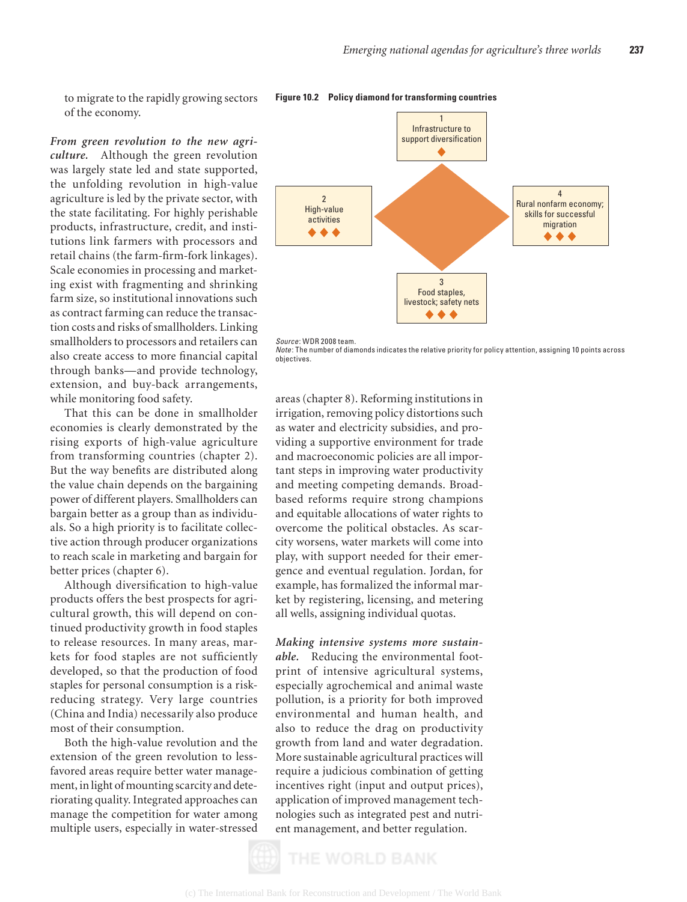to migrate to the rapidly growing sectors of the economy.

***From green revolution to the new agriculture.*** Although the green revolution was largely state led and state supported, the unfolding revolution in high-value agriculture is led by the private sector, with the state facilitating. For highly perishable products, infrastructure, credit, and institutions link farmers with processors and retail chains (the farm-firm-fork linkages). Scale economies in processing and marketing exist with fragmenting and shrinking farm size, so institutional innovations such as contract farming can reduce the transaction costs and risks of smallholders. Linking smallholders to processors and retailers can also create access to more financial capital through banks—and provide technology, extension, and buy-back arrangements, while monitoring food safety.

That this can be done in smallholder economies is clearly demonstrated by the rising exports of high-value agriculture from transforming countries (chapter 2). But the way benefits are distributed along the value chain depends on the bargaining power of different players. Smallholders can bargain better as a group than as individuals. So a high priority is to facilitate collective action through producer organizations to reach scale in marketing and bargain for better prices (chapter 6).

Although diversification to high-value products offers the best prospects for agricultural growth, this will depend on continued productivity growth in food staples to release resources. In many areas, markets for food staples are not sufficiently developed, so that the production of food staples for personal consumption is a risk-reducing strategy. Very large countries (China and India) necessarily also produce most of their consumption.

Both the high-value revolution and the extension of the green revolution to less-favored areas require better water management, in light of mounting scarcity and deteriorating quality. Integrated approaches can manage the competition for water among multiple users, especially in water-stressed areas (chapter 8). Reforming institutions in irrigation, removing policy distortions such as water and electricity subsidies, and providing a supportive environment for trade and macroeconomic policies are all important steps in improving water productivity and meeting competing demands. Broad-based reforms require strong champions and equitable allocations of water rights to overcome the political obstacles. As scarcity worsens, water markets will come into play, with support needed for their emergence and eventual regulation. Jordan, for example, has formalized the informal market by registering, licensing, and metering all wells, assigning individual quotas.

**Figure 10.2 Policy diamond for transforming countries**

1
Infrastructure to support diversification
◆

2
High-value activities
◆◆◆

3
Food staples, livestock; safety nets
◆◆◆

4
Rural nonfarm economy; skills for successful migration
◆◆◆

*Source*: WDR 2008 team.
*Note*: The number of diamonds indicates the relative priority for policy attention, assigning 10 points across objectives.

***Making intensive systems more sustainable.*** Reducing the environmental footprint of intensive agricultural systems, especially agrochemical and animal waste pollution, is a priority for both improved environmental and human health, and also to reduce the drag on productivity growth from land and water degradation. More sustainable agricultural practices will require a judicious combination of getting incentives right (input and output prices), application of improved management technologies such as integrated pest and nutrient management, and better regulation.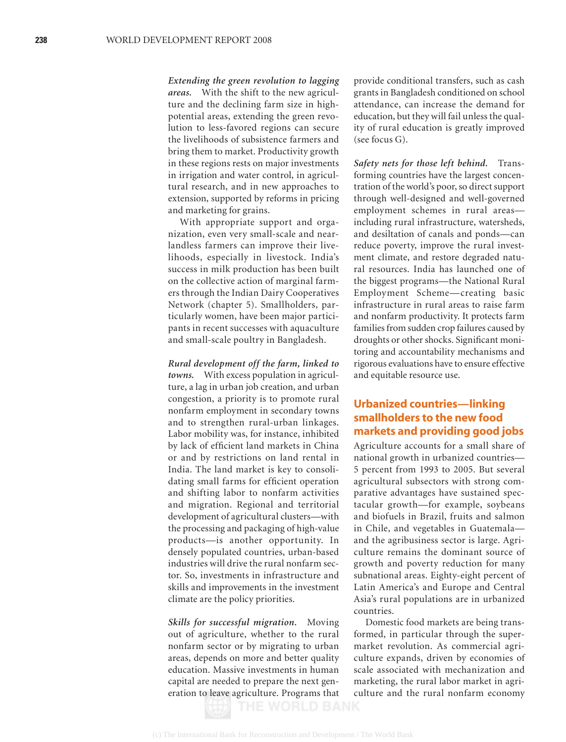*Extending the green revolution to lagging areas.* With the shift to the new agriculture and the declining farm size in high-potential areas, extending the green revolution to less-favored regions can secure the livelihoods of subsistence farmers and bring them to market. Productivity growth in these regions rests on major investments in irrigation and water control, in agricultural research, and in new approaches to extension, supported by reforms in pricing and marketing for grains.

With appropriate support and organization, even very small-scale and near-landless farmers can improve their livelihoods, especially in livestock. India's success in milk production has been built on the collective action of marginal farmers through the Indian Dairy Cooperatives Network (chapter 5). Smallholders, particularly women, have been major participants in recent successes with aquaculture and small-scale poultry in Bangladesh.

*Rural development off the farm, linked to towns.* With excess population in agriculture, a lag in urban job creation, and urban congestion, a priority is to promote rural nonfarm employment in secondary towns and to strengthen rural-urban linkages. Labor mobility was, for instance, inhibited by lack of efficient land markets in China or and by restrictions on land rental in India. The land market is key to consolidating small farms for efficient operation and shifting labor to nonfarm activities and migration. Regional and territorial development of agricultural clusters—with the processing and packaging of high-value products—is another opportunity. In densely populated countries, urban-based industries will drive the rural nonfarm sector. So, investments in infrastructure and skills and improvements in the investment climate are the policy priorities.

*Skills for successful migration.* Moving out of agriculture, whether to the rural nonfarm sector or by migrating to urban areas, depends on more and better quality education. Massive investments in human capital are needed to prepare the next generation to leave agriculture. Programs that provide conditional transfers, such as cash grants in Bangladesh conditioned on school attendance, can increase the demand for education, but they will fail unless the quality of rural education is greatly improved (see focus G).

*Safety nets for those left behind.* Transforming countries have the largest concentration of the world's poor, so direct support through well-designed and well-governed employment schemes in rural areas—including rural infrastructure, watersheds, and desiltation of canals and ponds—can reduce poverty, improve the rural investment climate, and restore degraded natural resources. India has launched one of the biggest programs—the National Rural Employment Scheme—creating basic infrastructure in rural areas to raise farm and nonfarm productivity. It protects farm families from sudden crop failures caused by droughts or other shocks. Significant monitoring and accountability mechanisms and rigorous evaluations have to ensure effective and equitable resource use.

## Urbanized countries—linking smallholders to the new food markets and providing good jobs

Agriculture accounts for a small share of national growth in urbanized countries—5 percent from 1993 to 2005. But several agricultural subsectors with strong comparative advantages have sustained spectacular growth—for example, soybeans and biofuels in Brazil, fruits and salmon in Chile, and vegetables in Guatemala—and the agribusiness sector is large. Agriculture remains the dominant source of growth and poverty reduction for many subnational areas. Eighty-eight percent of Latin America's and Europe and Central Asia's rural populations are in urbanized countries.

Domestic food markets are being transformed, in particular through the supermarket revolution. As commercial agriculture expands, driven by economies of scale associated with mechanization and marketing, the rural labor market in agriculture and the rural nonfarm economy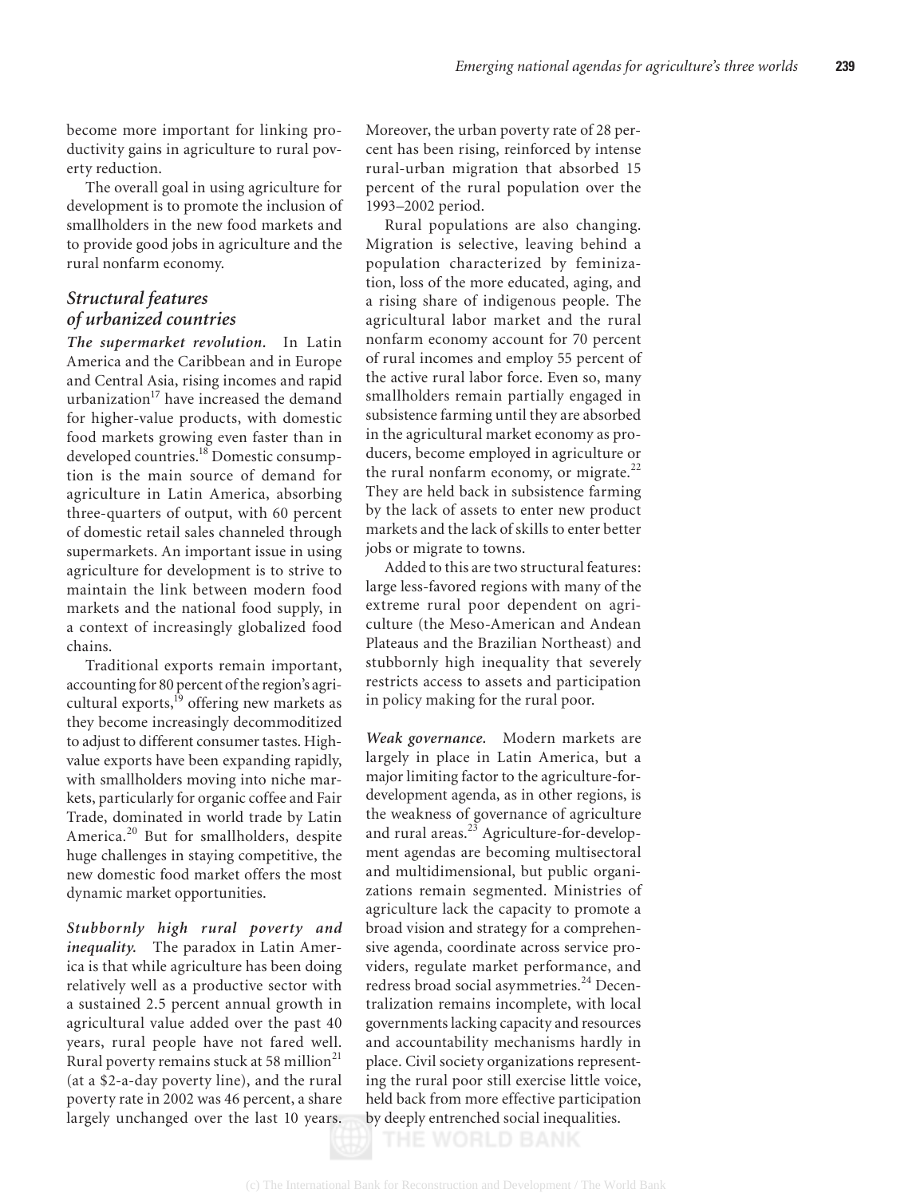become more important for linking productivity gains in agriculture to rural poverty reduction.

The overall goal in using agriculture for development is to promote the inclusion of smallholders in the new food markets and to provide good jobs in agriculture and the rural nonfarm economy.

### Structural features of urbanized countries

***The supermarket revolution.*** In Latin America and the Caribbean and in Europe and Central Asia, rising incomes and rapid urbanization[17] have increased the demand for higher-value products, with domestic food markets growing even faster than in developed countries.[18] Domestic consumption is the main source of demand for agriculture in Latin America, absorbing three-quarters of output, with 60 percent of domestic retail sales channeled through supermarkets. An important issue in using agriculture for development is to strive to maintain the link between modern food markets and the national food supply, in a context of increasingly globalized food chains.

Traditional exports remain important, accounting for 80 percent of the region's agricultural exports,[19] offering new markets as they become increasingly decommoditized to adjust to different consumer tastes. High-value exports have been expanding rapidly, with smallholders moving into niche markets, particularly for organic coffee and Fair Trade, dominated in world trade by Latin America.[20] But for smallholders, despite huge challenges in staying competitive, the new domestic food market offers the most dynamic market opportunities.

***Stubbornly high rural poverty and inequality.*** The paradox in Latin America is that while agriculture has been doing relatively well as a productive sector with a sustained 2.5 percent annual growth in agricultural value added over the past 40 years, rural people have not fared well. Rural poverty remains stuck at 58 million[21] (at a $2-a-day poverty line), and the rural poverty rate in 2002 was 46 percent, a share largely unchanged over the last 10 years. Moreover, the urban poverty rate of 28 percent has been rising, reinforced by intense rural-urban migration that absorbed 15 percent of the rural population over the 1993–2002 period.

Rural populations are also changing. Migration is selective, leaving behind a population characterized by feminization, loss of the more educated, aging, and a rising share of indigenous people. The agricultural labor market and the rural nonfarm economy account for 70 percent of rural incomes and employ 55 percent of the active rural labor force. Even so, many smallholders remain partially engaged in subsistence farming until they are absorbed in the agricultural market economy as producers, become employed in agriculture or the rural nonfarm economy, or migrate.[22] They are held back in subsistence farming by the lack of assets to enter new product markets and the lack of skills to enter better jobs or migrate to towns.

Added to this are two structural features: large less-favored regions with many of the extreme rural poor dependent on agriculture (the Meso-American and Andean Plateaus and the Brazilian Northeast) and stubbornly high inequality that severely restricts access to assets and participation in policy making for the rural poor.

***Weak governance.*** Modern markets are largely in place in Latin America, but a major limiting factor to the agriculture-for-development agenda, as in other regions, is the weakness of governance of agriculture and rural areas.[23] Agriculture-for-development agendas are becoming multisectoral and multidimensional, but public organizations remain segmented. Ministries of agriculture lack the capacity to promote a broad vision and strategy for a comprehensive agenda, coordinate across service providers, regulate market performance, and redress broad social asymmetries.[24] Decentralization remains incomplete, with local governments lacking capacity and resources and accountability mechanisms hardly in place. Civil society organizations representing the rural poor still exercise little voice, held back from more effective participation by deeply entrenched social inequalities.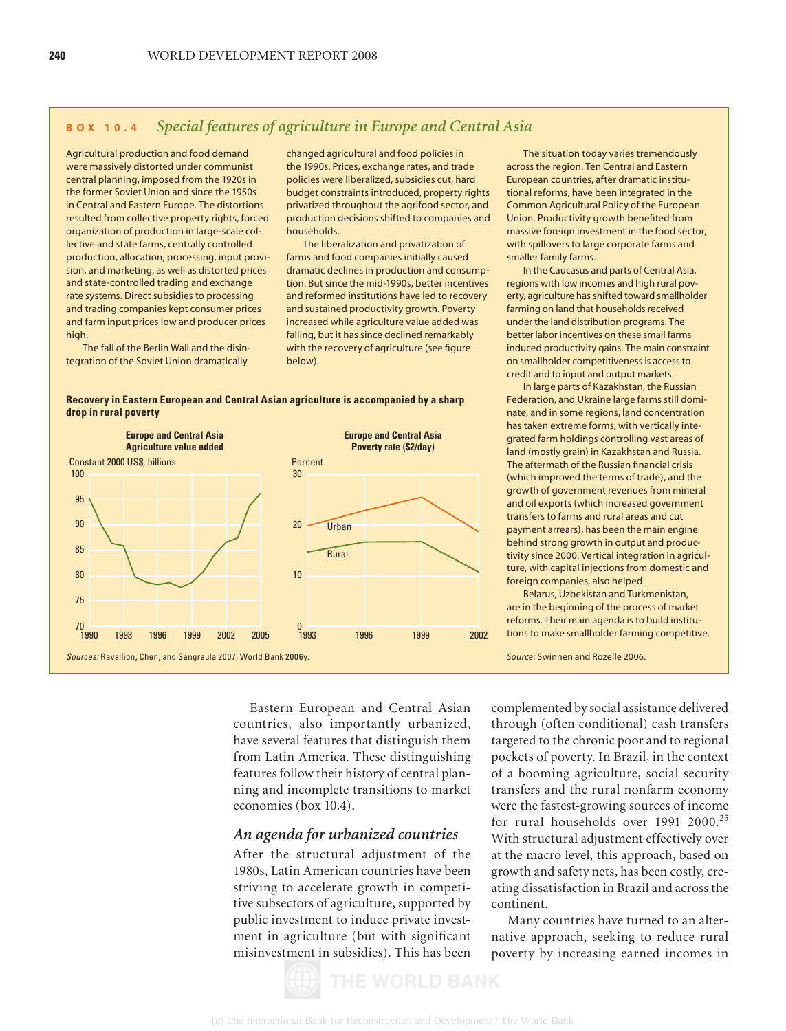## BOX 10.4 *Special features of agriculture in Europe and Central Asia*

Agricultural production and food demand were massively distorted under communist central planning, imposed from the 1920s in the former Soviet Union and since the 1950s in Central and Eastern Europe. The distortions resulted from collective property rights, forced organization of production in large-scale collective and state farms, centrally controlled production, allocation, processing, input provision, and marketing, as well as distorted prices and state-controlled trading and exchange rate systems. Direct subsidies to processing and trading companies kept consumer prices and farm input prices low and producer prices high.

The fall of the Berlin Wall and the disintegration of the Soviet Union dramatically changed agricultural and food policies in the 1990s. Prices, exchange rates, and trade policies were liberalized, subsidies cut, hard budget constraints introduced, property rights privatized throughout the agrifood sector, and production decisions shifted to companies and households.

The liberalization and privatization of farms and food companies initially caused dramatic declines in production and consumption. But since the mid-1990s, better incentives and reformed institutions have led to recovery and sustained productivity growth. Poverty increased while agriculture value added was falling, but it has since declined remarkably with the recovery of agriculture (see figure below).

The situation today varies tremendously across the region. Ten Central and Eastern European countries, after dramatic institutional reforms, have been integrated in the Common Agricultural Policy of the European Union. Productivity growth benefited from massive foreign investment in the food sector, with spillovers to large corporate farms and smaller family farms.

In the Caucasus and parts of Central Asia, regions with low incomes and high rural poverty, agriculture has shifted toward smallholder farming on land that households received under the land distribution programs. The better labor incentives on these small farms induced productivity gains. The main constraint on smallholder competitiveness is access to credit and to input and output markets.

In large parts of Kazakhstan, the Russian Federation, and Ukraine large farms still dominate, and in some regions, land concentration has taken extreme forms, with vertically integrated farm holdings controlling vast areas of land (mostly grain) in Kazakhstan and Russia. The aftermath of the Russian financial crisis (which improved the terms of trade), and the growth of government revenues from mineral and oil exports (which increased government transfers to farms and rural areas and cut payment arrears), has been the main engine behind strong growth in output and productivity since 2000. Vertical integration in agriculture, with capital injections from domestic and foreign companies, also helped.

Belarus, Uzbekistan and Turkmenistan, are in the beginning of the process of market reforms. Their main agenda is to build institutions to make smallholder farming competitive.

*Source:* Swinnen and Rozelle 2006.

**Recovery in Eastern European and Central Asian agriculture is accompanied by a sharp drop in rural poverty**

**Europe and Central Asia Agriculture value added** (Constant 2000 US$, billions)

**Europe and Central Asia Poverty rate ($2/day)** (Percent; Urban, Rural)

*Sources:* Ravallion, Chen, and Sangraula 2007; World Bank 2006y.

Eastern European and Central Asian countries, also importantly urbanized, have several features that distinguish them from Latin America. These distinguishing features follow their history of central planning and incomplete transitions to market economies (box 10.4).

### *An agenda for urbanized countries*

After the structural adjustment of the 1980s, Latin American countries have been striving to accelerate growth in competitive subsectors of agriculture, supported by public investment to induce private investment in agriculture (but with significant misinvestment in subsidies). This has been complemented by social assistance delivered through (often conditional) cash transfers targeted to the chronic poor and to regional pockets of poverty. In Brazil, in the context of a booming agriculture, social security transfers and the rural nonfarm economy were the fastest-growing sources of income for rural households over 1991–2000.[25] With structural adjustment effectively over at the macro level, this approach, based on growth and safety nets, has been costly, creating dissatisfaction in Brazil and across the continent.

Many countries have turned to an alternative approach, seeking to reduce rural poverty by increasing earned incomes in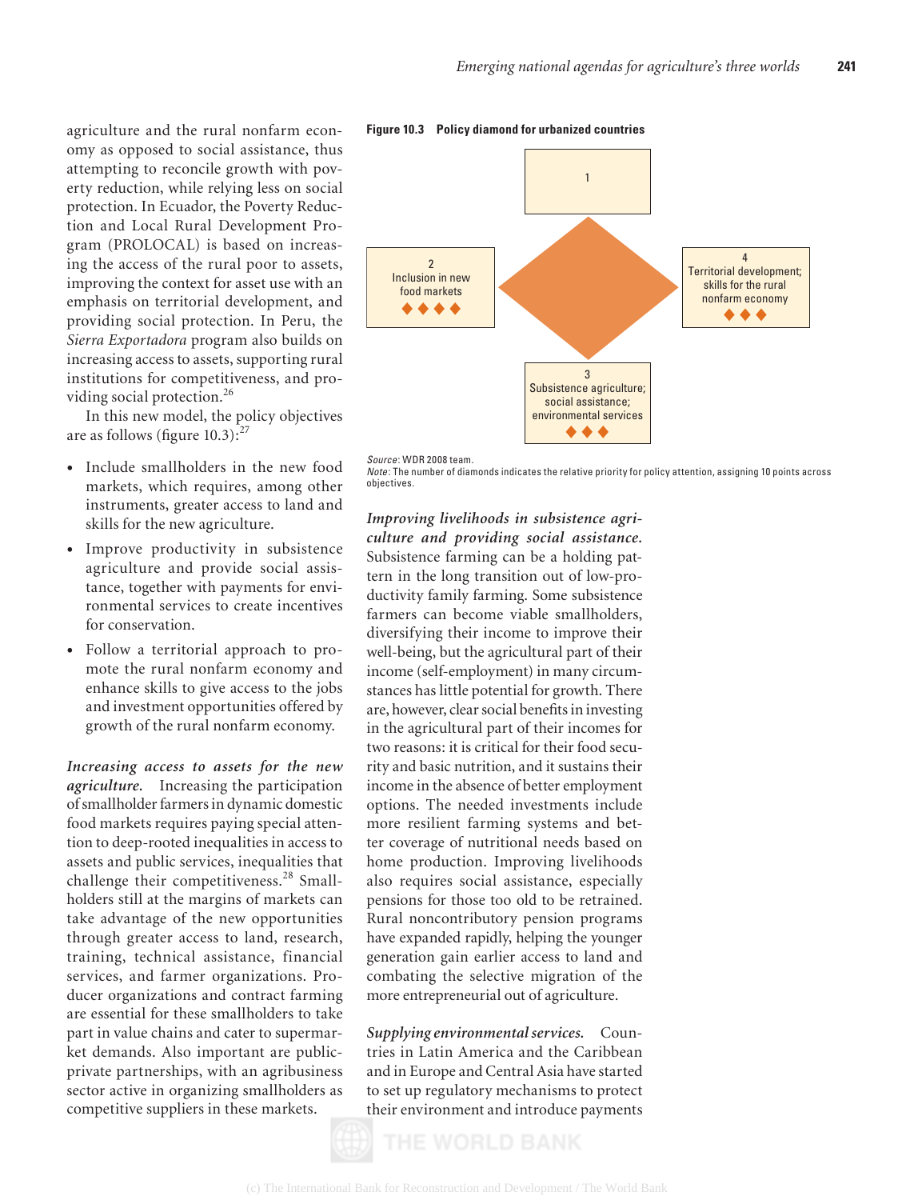agriculture and the rural nonfarm economy as opposed to social assistance, thus attempting to reconcile growth with poverty reduction, while relying less on social protection. In Ecuador, the Poverty Reduction and Local Rural Development Program (PROLOCAL) is based on increasing the access of the rural poor to assets, improving the context for asset use with an emphasis on territorial development, and providing social protection. In Peru, the *Sierra Exportadora* program also builds on increasing access to assets, supporting rural institutions for competitiveness, and providing social protection.[26]

In this new model, the policy objectives are as follows (figure 10.3):[27]

- Include smallholders in the new food markets, which requires, among other instruments, greater access to land and skills for the new agriculture.
- Improve productivity in subsistence agriculture and provide social assistance, together with payments for environmental services to create incentives for conservation.
- Follow a territorial approach to promote the rural nonfarm economy and enhance skills to give access to the jobs and investment opportunities offered by growth of the rural nonfarm economy.

**Figure 10.3 Policy diamond for urbanized countries**

1

2
Inclusion in new food markets
◆◆◆◆

4
Territorial development; skills for the rural nonfarm economy
◆◆◆

3
Subsistence agriculture; social assistance; environmental services
◆◆◆

*Source*: WDR 2008 team.
*Note*: The number of diamonds indicates the relative priority for policy attention, assigning 10 points across objectives.

***Increasing access to assets for the new agriculture.*** Increasing the participation of smallholder farmers in dynamic domestic food markets requires paying special attention to deep-rooted inequalities in access to assets and public services, inequalities that challenge their competitiveness.[28] Smallholders still at the margins of markets can take advantage of the new opportunities through greater access to land, research, training, technical assistance, financial services, and farmer organizations. Producer organizations and contract farming are essential for these smallholders to take part in value chains and cater to supermarket demands. Also important are public-private partnerships, with an agribusiness sector active in organizing smallholders as competitive suppliers in these markets.

***Improving livelihoods in subsistence agriculture and providing social assistance.*** Subsistence farming can be a holding pattern in the long transition out of low-productivity family farming. Some subsistence farmers can become viable smallholders, diversifying their income to improve their well-being, but the agricultural part of their income (self-employment) in many circumstances has little potential for growth. There are, however, clear social benefits in investing in the agricultural part of their incomes for two reasons: it is critical for their food security and basic nutrition, and it sustains their income in the absence of better employment options. The needed investments include more resilient farming systems and better coverage of nutritional needs based on home production. Improving livelihoods also requires social assistance, especially pensions for those too old to be retrained. Rural noncontributory pension programs have expanded rapidly, helping the younger generation gain earlier access to land and combating the selective migration of the more entrepreneurial out of agriculture.

***Supplying environmental services.*** Countries in Latin America and the Caribbean and in Europe and Central Asia have started to set up regulatory mechanisms to protect their environment and introduce payments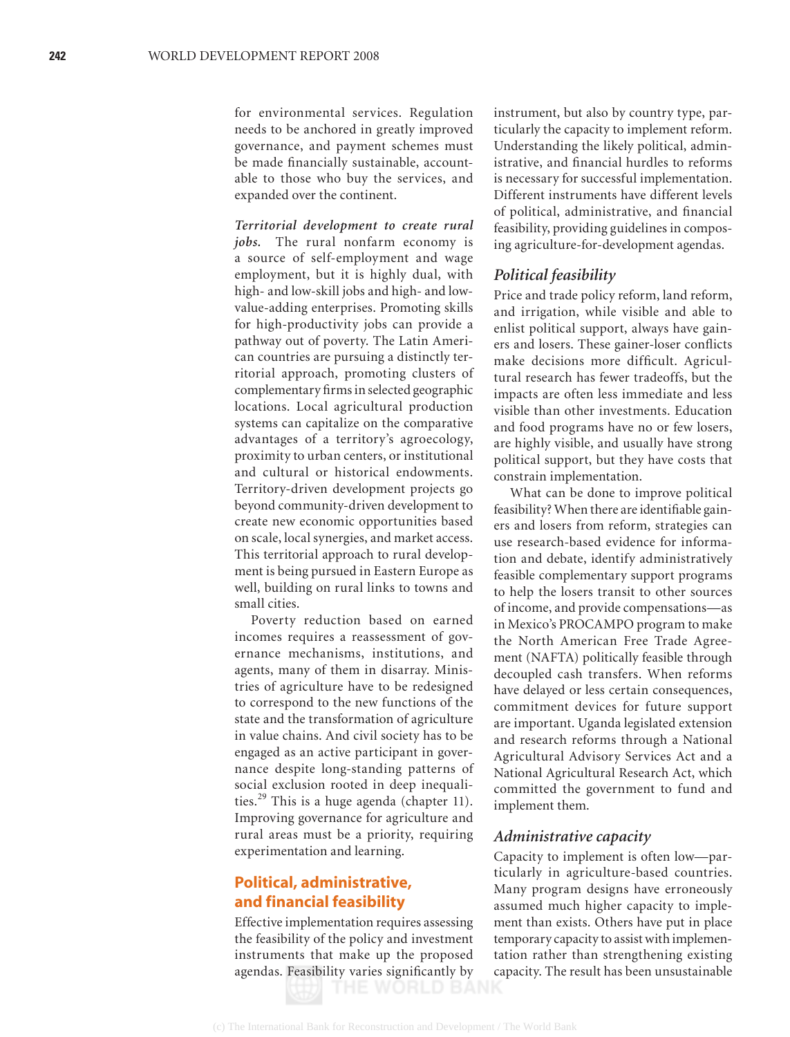for environmental services. Regulation needs to be anchored in greatly improved governance, and payment schemes must be made financially sustainable, accountable to those who buy the services, and expanded over the continent.

***Territorial development to create rural jobs.*** The rural nonfarm economy is a source of self-employment and wage employment, but it is highly dual, with high- and low-skill jobs and high- and low-value-adding enterprises. Promoting skills for high-productivity jobs can provide a pathway out of poverty. The Latin American countries are pursuing a distinctly territorial approach, promoting clusters of complementary firms in selected geographic locations. Local agricultural production systems can capitalize on the comparative advantages of a territory's agroecology, proximity to urban centers, or institutional and cultural or historical endowments. Territory-driven development projects go beyond community-driven development to create new economic opportunities based on scale, local synergies, and market access. This territorial approach to rural development is being pursued in Eastern Europe as well, building on rural links to towns and small cities.

Poverty reduction based on earned incomes requires a reassessment of governance mechanisms, institutions, and agents, many of them in disarray. Ministries of agriculture have to be redesigned to correspond to the new functions of the state and the transformation of agriculture in value chains. And civil society has to be engaged as an active participant in governance despite long-standing patterns of social exclusion rooted in deep inequalities.[29] This is a huge agenda (chapter 11). Improving governance for agriculture and rural areas must be a priority, requiring experimentation and learning.

## Political, administrative, and financial feasibility

Effective implementation requires assessing the feasibility of the policy and investment instruments that make up the proposed agendas. Feasibility varies significantly by instrument, but also by country type, particularly the capacity to implement reform. Understanding the likely political, administrative, and financial hurdles to reforms is necessary for successful implementation. Different instruments have different levels of political, administrative, and financial feasibility, providing guidelines in composing agriculture-for-development agendas.

### *Political feasibility*

Price and trade policy reform, land reform, and irrigation, while visible and able to enlist political support, always have gainers and losers. These gainer-loser conflicts make decisions more difficult. Agricultural research has fewer tradeoffs, but the impacts are often less immediate and less visible than other investments. Education and food programs have no or few losers, are highly visible, and usually have strong political support, but they have costs that constrain implementation.

What can be done to improve political feasibility? When there are identifiable gainers and losers from reform, strategies can use research-based evidence for information and debate, identify administratively feasible complementary support programs to help the losers transit to other sources of income, and provide compensations—as in Mexico's PROCAMPO program to make the North American Free Trade Agreement (NAFTA) politically feasible through decoupled cash transfers. When reforms have delayed or less certain consequences, commitment devices for future support are important. Uganda legislated extension and research reforms through a National Agricultural Advisory Services Act and a National Agricultural Research Act, which committed the government to fund and implement them.

### *Administrative capacity*

Capacity to implement is often low—particularly in agriculture-based countries. Many program designs have erroneously assumed much higher capacity to implement than exists. Others have put in place temporary capacity to assist with implementation rather than strengthening existing capacity. The result has been unsustainable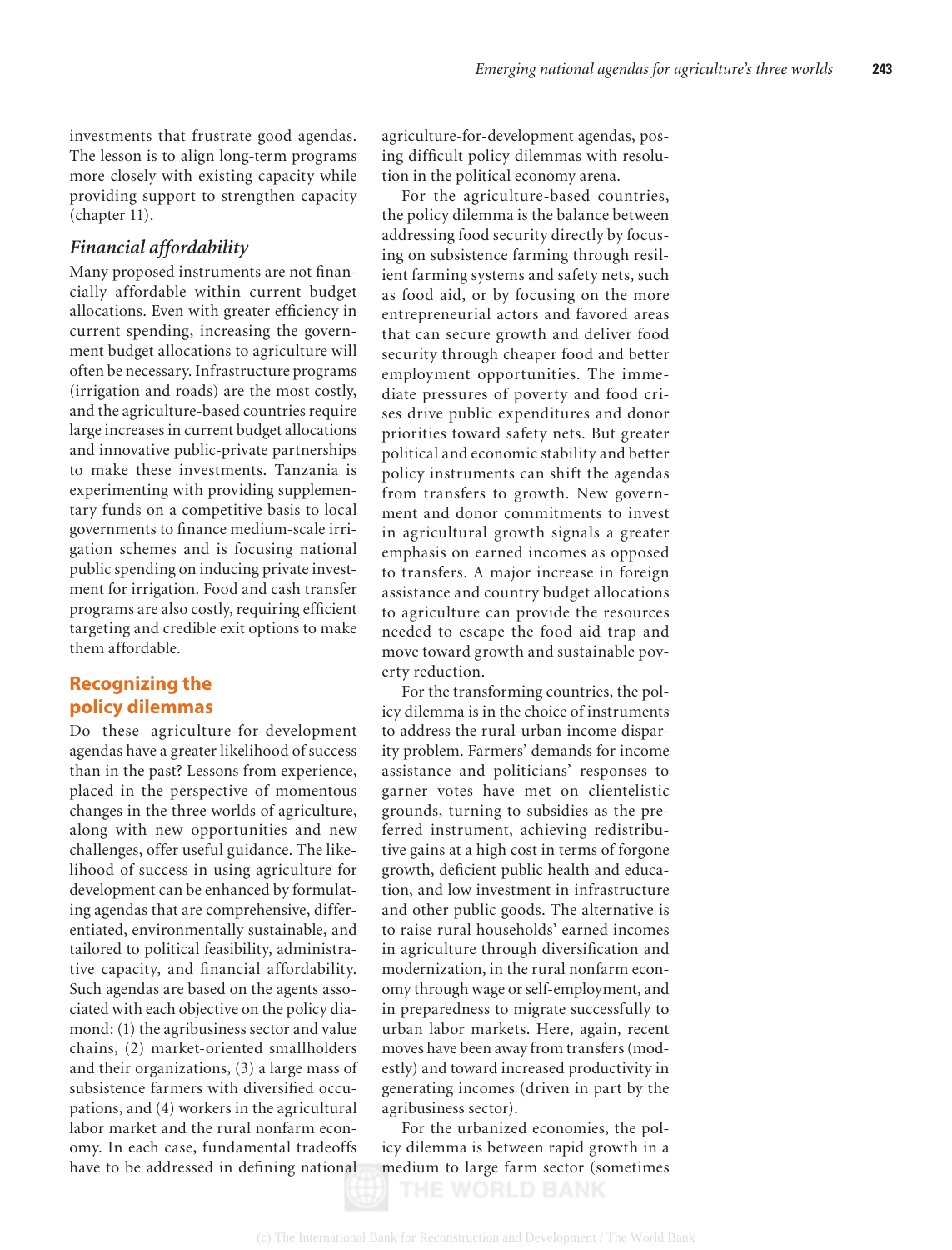investments that frustrate good agendas. The lesson is to align long-term programs more closely with existing capacity while providing support to strengthen capacity (chapter 11).

### *Financial affordability*

Many proposed instruments are not financially affordable within current budget allocations. Even with greater efficiency in current spending, increasing the government budget allocations to agriculture will often be necessary. Infrastructure programs (irrigation and roads) are the most costly, and the agriculture-based countries require large increases in current budget allocations and innovative public-private partnerships to make these investments. Tanzania is experimenting with providing supplementary funds on a competitive basis to local governments to finance medium-scale irrigation schemes and is focusing national public spending on inducing private investment for irrigation. Food and cash transfer programs are also costly, requiring efficient targeting and credible exit options to make them affordable.

## Recognizing the policy dilemmas

Do these agriculture-for-development agendas have a greater likelihood of success than in the past? Lessons from experience, placed in the perspective of momentous changes in the three worlds of agriculture, along with new opportunities and new challenges, offer useful guidance. The likelihood of success in using agriculture for development can be enhanced by formulating agendas that are comprehensive, differentiated, environmentally sustainable, and tailored to political feasibility, administrative capacity, and financial affordability. Such agendas are based on the agents associated with each objective on the policy diamond: (1) the agribusiness sector and value chains, (2) market-oriented smallholders and their organizations, (3) a large mass of subsistence farmers with diversified occupations, and (4) workers in the agricultural labor market and the rural nonfarm economy. In each case, fundamental tradeoffs have to be addressed in defining national agriculture-for-development agendas, posing difficult policy dilemmas with resolution in the political economy arena.

For the agriculture-based countries, the policy dilemma is the balance between addressing food security directly by focusing on subsistence farming through resilient farming systems and safety nets, such as food aid, or by focusing on the more entrepreneurial actors and favored areas that can secure growth and deliver food security through cheaper food and better employment opportunities. The immediate pressures of poverty and food crises drive public expenditures and donor priorities toward safety nets. But greater political and economic stability and better policy instruments can shift the agendas from transfers to growth. New government and donor commitments to invest in agricultural growth signals a greater emphasis on earned incomes as opposed to transfers. A major increase in foreign assistance and country budget allocations to agriculture can provide the resources needed to escape the food aid trap and move toward growth and sustainable poverty reduction.

For the transforming countries, the policy dilemma is in the choice of instruments to address the rural-urban income disparity problem. Farmers' demands for income assistance and politicians' responses to garner votes have met on clientelistic grounds, turning to subsidies as the preferred instrument, achieving redistributive gains at a high cost in terms of forgone growth, deficient public health and education, and low investment in infrastructure and other public goods. The alternative is to raise rural households' earned incomes in agriculture through diversification and modernization, in the rural nonfarm economy through wage or self-employment, and in preparedness to migrate successfully to urban labor markets. Here, again, recent moves have been away from transfers (modestly) and toward increased productivity in generating incomes (driven in part by the agribusiness sector).

For the urbanized economies, the policy dilemma is between rapid growth in a medium to large farm sector (sometimes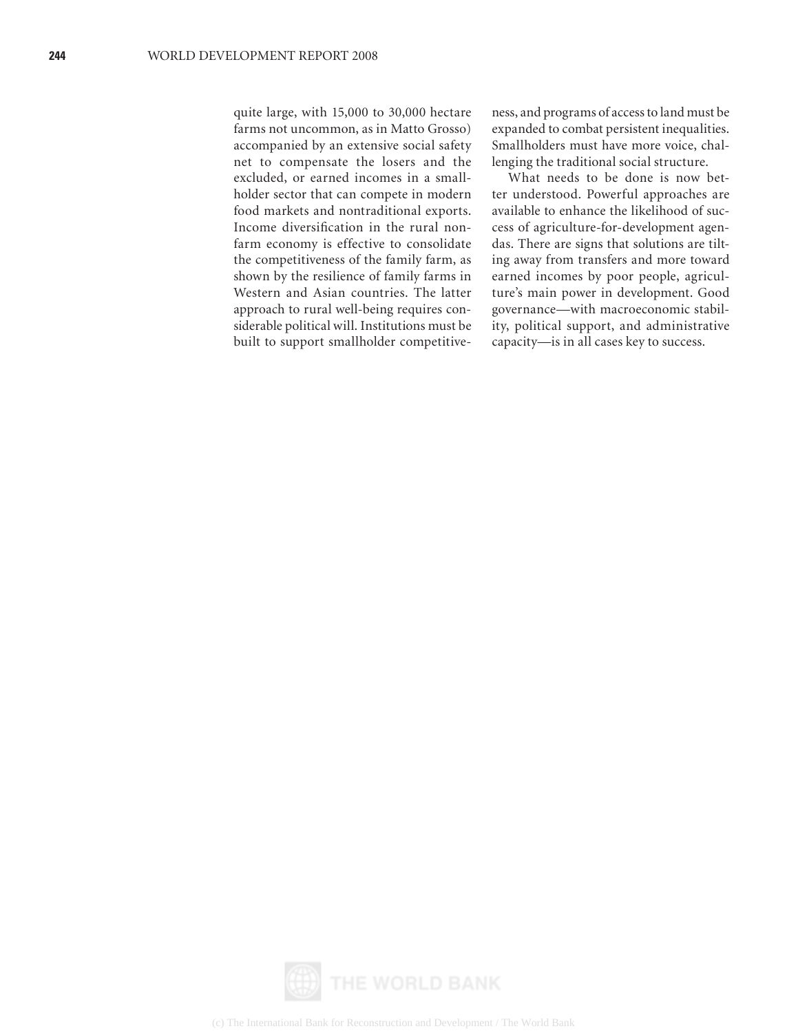quite large, with 15,000 to 30,000 hectare farms not uncommon, as in Matto Grosso) accompanied by an extensive social safety net to compensate the losers and the excluded, or earned incomes in a smallholder sector that can compete in modern food markets and nontraditional exports. Income diversification in the rural nonfarm economy is effective to consolidate the competitiveness of the family farm, as shown by the resilience of family farms in Western and Asian countries. The latter approach to rural well-being requires considerable political will. Institutions must be built to support smallholder competitiveness, and programs of access to land must be expanded to combat persistent inequalities. Smallholders must have more voice, challenging the traditional social structure.

What needs to be done is now better understood. Powerful approaches are available to enhance the likelihood of success of agriculture-for-development agendas. There are signs that solutions are tilting away from transfers and more toward earned incomes by poor people, agriculture's main power in development. Good governance—with macroeconomic stability, political support, and administrative capacity—is in all cases key to success.